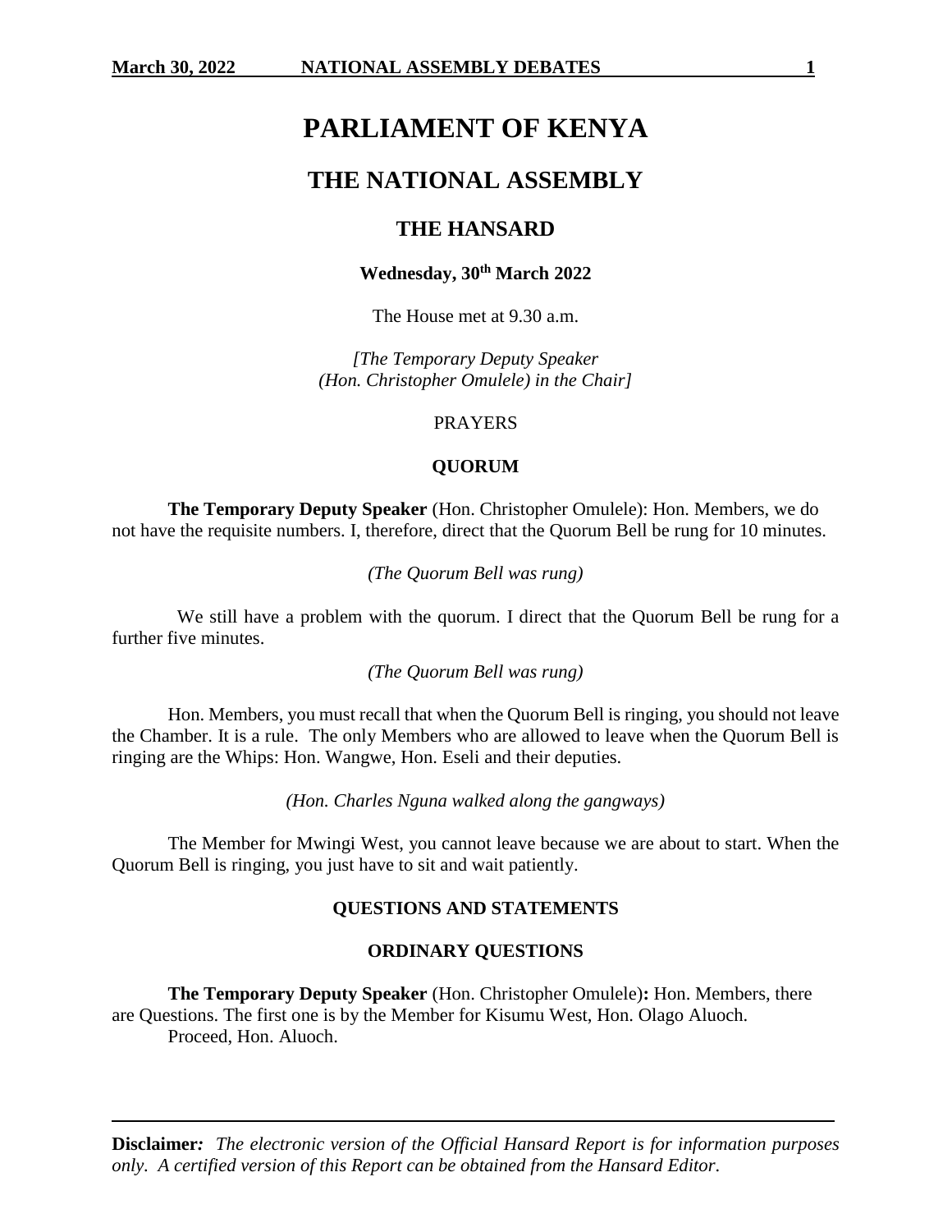# PARLIAMENT OF KENYA

## THE NATIONAL ASSEMBLY

### THE HANSARD

**Wednesday, 30th March 2022**

The House met at 9.30 a.m.

*[The Temporary Deputy Speaker (Hon. Christopher Omulele) in the Chair]*

PRAYERS

**QUORUM**

**The Temporary Deputy Speaker** (Hon. Christopher Omulele): Hon. Members, we do not have the requisite numbers. I, therefore, direct that the Quorum Bell be rung for 10 minutes.

*(The Quorum Bell was rung)*

We still have a problem with the quorum. I direct that the Quorum Bell be rung for a further five minutes.

*(The Quorum Bell was rung)*

Hon. Members, you must recall that when the Quorum Bell is ringing, you should not leave the Chamber. It is a rule. The only Members who are allowed to leave when the Quorum Bell is ringing are the Whips: Hon. Wangwe, Hon. Eseli and their deputies.

*(Hon. Charles Nguna walked along the gangways)*

The Member for Mwingi West, you cannot leave because we are about to start. When the Quorum Bell is ringing, you just have to sit and wait patiently.

**QUESTIONS AND STATEMENTS**

**ORDINARY QUESTIONS**

**The Temporary Deputy Speaker** (Hon. Christopher Omulele)**:** Hon. Members, there are Questions. The first one is by the Member for Kisumu West, Hon. Olago Aluoch.

Proceed, Hon. Aluoch.

**Disclaimer***:* *The electronic version of the Official Hansard Report is for information purposes only. A certified version of this Report can be obtained from the Hansard Editor.*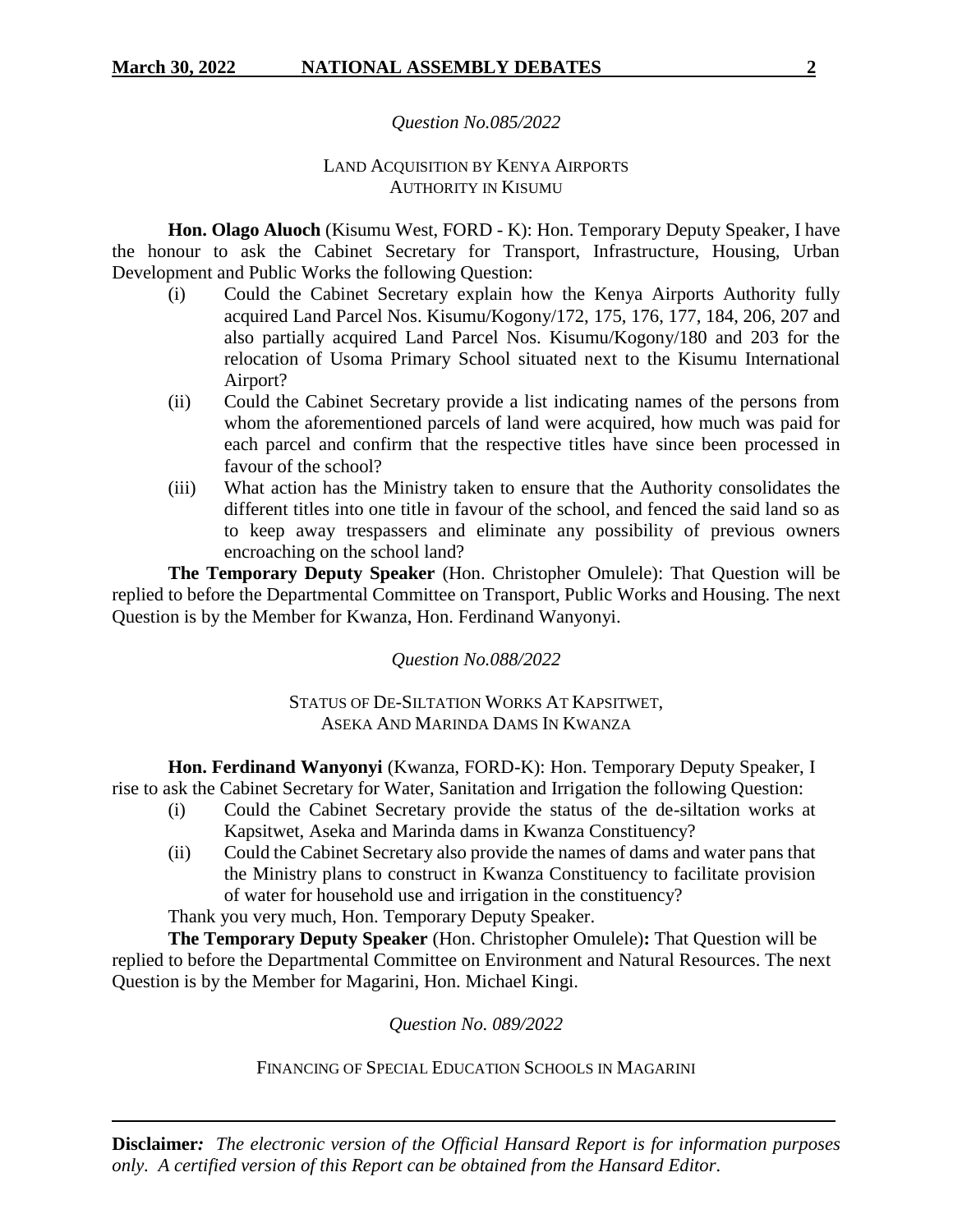*Question No.085/2022*

LAND ACQUISITION BY KENYA AIRPORTS AUTHORITY IN KISUMU

**Hon. Olago Aluoch** (Kisumu West, FORD - K): Hon. Temporary Deputy Speaker, I have the honour to ask the Cabinet Secretary for Transport, Infrastructure, Housing, Urban Development and Public Works the following Question:

(i) Could the Cabinet Secretary explain how the Kenya Airports Authority fully acquired Land Parcel Nos. Kisumu/Kogony/172, 175, 176, 177, 184, 206, 207 and also partially acquired Land Parcel Nos. Kisumu/Kogony/180 and 203 for the relocation of Usoma Primary School situated next to the Kisumu International Airport?

(ii) Could the Cabinet Secretary provide a list indicating names of the persons from whom the aforementioned parcels of land were acquired, how much was paid for each parcel and confirm that the respective titles have since been processed in favour of the school?

(iii) What action has the Ministry taken to ensure that the Authority consolidates the different titles into one title in favour of the school, and fenced the said land so as to keep away trespassers and eliminate any possibility of previous owners encroaching on the school land?

**The Temporary Deputy Speaker** (Hon. Christopher Omulele): That Question will be replied to before the Departmental Committee on Transport, Public Works and Housing. The next Question is by the Member for Kwanza, Hon. Ferdinand Wanyonyi.

*Question No.088/2022*

STATUS OF DE-SILTATION WORKS AT KAPSITWET, ASEKA AND MARINDA DAMS IN KWANZA

**Hon. Ferdinand Wanyonyi** (Kwanza, FORD-K): Hon. Temporary Deputy Speaker, I rise to ask the Cabinet Secretary for Water, Sanitation and Irrigation the following Question:

(i) Could the Cabinet Secretary provide the status of the de-siltation works at Kapsitwet, Aseka and Marinda dams in Kwanza Constituency?

(ii) Could the Cabinet Secretary also provide the names of dams and water pans that the Ministry plans to construct in Kwanza Constituency to facilitate provision of water for household use and irrigation in the constituency?

Thank you very much, Hon. Temporary Deputy Speaker.

**The Temporary Deputy Speaker** (Hon. Christopher Omulele)**:** That Question will be replied to before the Departmental Committee on Environment and Natural Resources. The next Question is by the Member for Magarini, Hon. Michael Kingi.

*Question No. 089/2022*

FINANCING OF SPECIAL EDUCATION SCHOOLS IN MAGARINI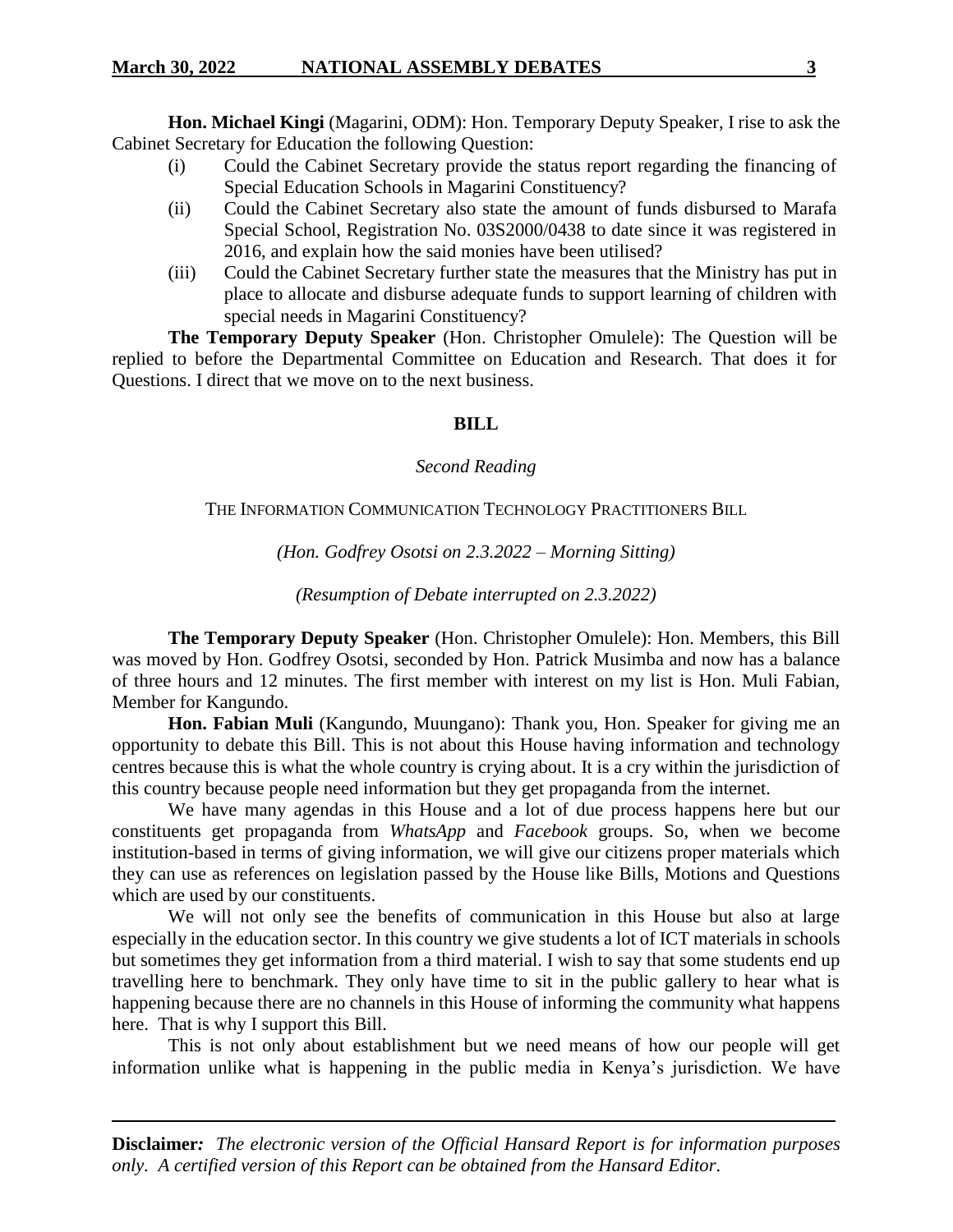**Hon. Michael Kingi** (Magarini, ODM): Hon. Temporary Deputy Speaker, I rise to ask the Cabinet Secretary for Education the following Question:

(i) Could the Cabinet Secretary provide the status report regarding the financing of Special Education Schools in Magarini Constituency?

(ii) Could the Cabinet Secretary also state the amount of funds disbursed to Marafa Special School, Registration No. 03S2000/0438 to date since it was registered in 2016, and explain how the said monies have been utilised?

(iii) Could the Cabinet Secretary further state the measures that the Ministry has put in place to allocate and disburse adequate funds to support learning of children with special needs in Magarini Constituency?

**The Temporary Deputy Speaker** (Hon. Christopher Omulele): The Question will be replied to before the Departmental Committee on Education and Research. That does it for Questions. I direct that we move on to the next business.

## BILL

*Second Reading*

THE INFORMATION COMMUNICATION TECHNOLOGY PRACTITIONERS BILL

*(Hon. Godfrey Osotsi on 2.3.2022 – Morning Sitting)*

*(Resumption of Debate interrupted on 2.3.2022)*

**The Temporary Deputy Speaker** (Hon. Christopher Omulele): Hon. Members, this Bill was moved by Hon. Godfrey Osotsi, seconded by Hon. Patrick Musimba and now has a balance of three hours and 12 minutes. The first member with interest on my list is Hon. Muli Fabian, Member for Kangundo.

**Hon. Fabian Muli** (Kangundo, Muungano): Thank you, Hon. Speaker for giving me an opportunity to debate this Bill. This is not about this House having information and technology centres because this is what the whole country is crying about. It is a cry within the jurisdiction of this country because people need information but they get propaganda from the internet.

We have many agendas in this House and a lot of due process happens here but our constituents get propaganda from *WhatsApp* and *Facebook* groups. So, when we become institution-based in terms of giving information, we will give our citizens proper materials which they can use as references on legislation passed by the House like Bills, Motions and Questions which are used by our constituents.

We will not only see the benefits of communication in this House but also at large especially in the education sector. In this country we give students a lot of ICT materials in schools but sometimes they get information from a third material. I wish to say that some students end up travelling here to benchmark. They only have time to sit in the public gallery to hear what is happening because there are no channels in this House of informing the community what happens here. That is why I support this Bill.

This is not only about establishment but we need means of how our people will get information unlike what is happening in the public media in Kenya's jurisdiction. We have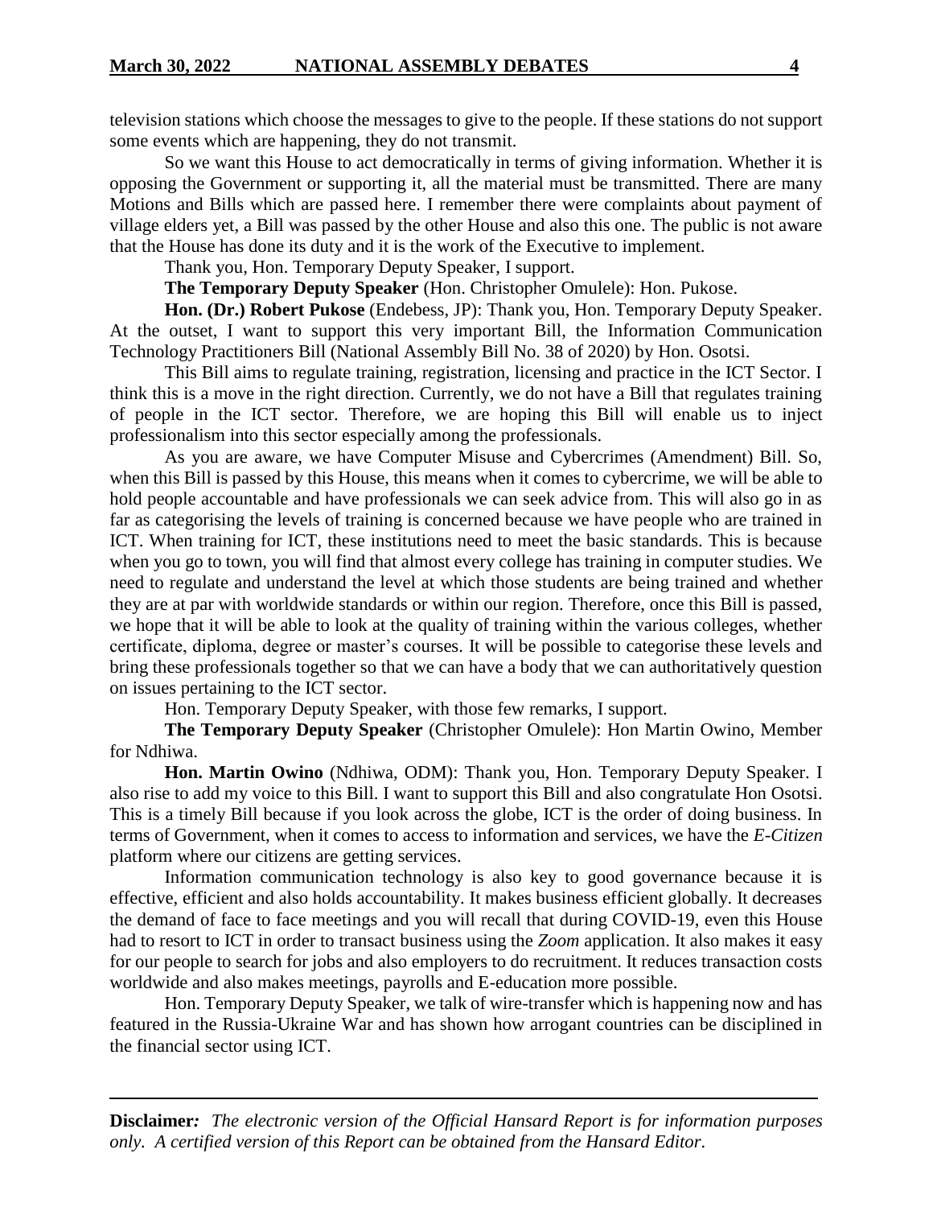television stations which choose the messages to give to the people. If these stations do not support some events which are happening, they do not transmit.

So we want this House to act democratically in terms of giving information. Whether it is opposing the Government or supporting it, all the material must be transmitted. There are many Motions and Bills which are passed here. I remember there were complaints about payment of village elders yet, a Bill was passed by the other House and also this one. The public is not aware that the House has done its duty and it is the work of the Executive to implement.

Thank you, Hon. Temporary Deputy Speaker, I support.

**The Temporary Deputy Speaker** (Hon. Christopher Omulele): Hon. Pukose.

**Hon. (Dr.) Robert Pukose** (Endebess, JP): Thank you, Hon. Temporary Deputy Speaker. At the outset, I want to support this very important Bill, the Information Communication Technology Practitioners Bill (National Assembly Bill No. 38 of 2020) by Hon. Osotsi.

This Bill aims to regulate training, registration, licensing and practice in the ICT Sector. I think this is a move in the right direction. Currently, we do not have a Bill that regulates training of people in the ICT sector. Therefore, we are hoping this Bill will enable us to inject professionalism into this sector especially among the professionals.

As you are aware, we have Computer Misuse and Cybercrimes (Amendment) Bill. So, when this Bill is passed by this House, this means when it comes to cybercrime, we will be able to hold people accountable and have professionals we can seek advice from. This will also go in as far as categorising the levels of training is concerned because we have people who are trained in ICT. When training for ICT, these institutions need to meet the basic standards. This is because when you go to town, you will find that almost every college has training in computer studies. We need to regulate and understand the level at which those students are being trained and whether they are at par with worldwide standards or within our region. Therefore, once this Bill is passed, we hope that it will be able to look at the quality of training within the various colleges, whether certificate, diploma, degree or master's courses. It will be possible to categorise these levels and bring these professionals together so that we can have a body that we can authoritatively question on issues pertaining to the ICT sector.

Hon. Temporary Deputy Speaker, with those few remarks, I support.

**The Temporary Deputy Speaker** (Christopher Omulele): Hon Martin Owino, Member for Ndhiwa.

**Hon. Martin Owino** (Ndhiwa, ODM): Thank you, Hon. Temporary Deputy Speaker. I also rise to add my voice to this Bill. I want to support this Bill and also congratulate Hon Osotsi. This is a timely Bill because if you look across the globe, ICT is the order of doing business. In terms of Government, when it comes to access to information and services, we have the *E-Citizen* platform where our citizens are getting services.

Information communication technology is also key to good governance because it is effective, efficient and also holds accountability. It makes business efficient globally. It decreases the demand of face to face meetings and you will recall that during COVID-19, even this House had to resort to ICT in order to transact business using the *Zoom* application. It also makes it easy for our people to search for jobs and also employers to do recruitment. It reduces transaction costs worldwide and also makes meetings, payrolls and E-education more possible.

Hon. Temporary Deputy Speaker, we talk of wire-transfer which is happening now and has featured in the Russia-Ukraine War and has shown how arrogant countries can be disciplined in the financial sector using ICT.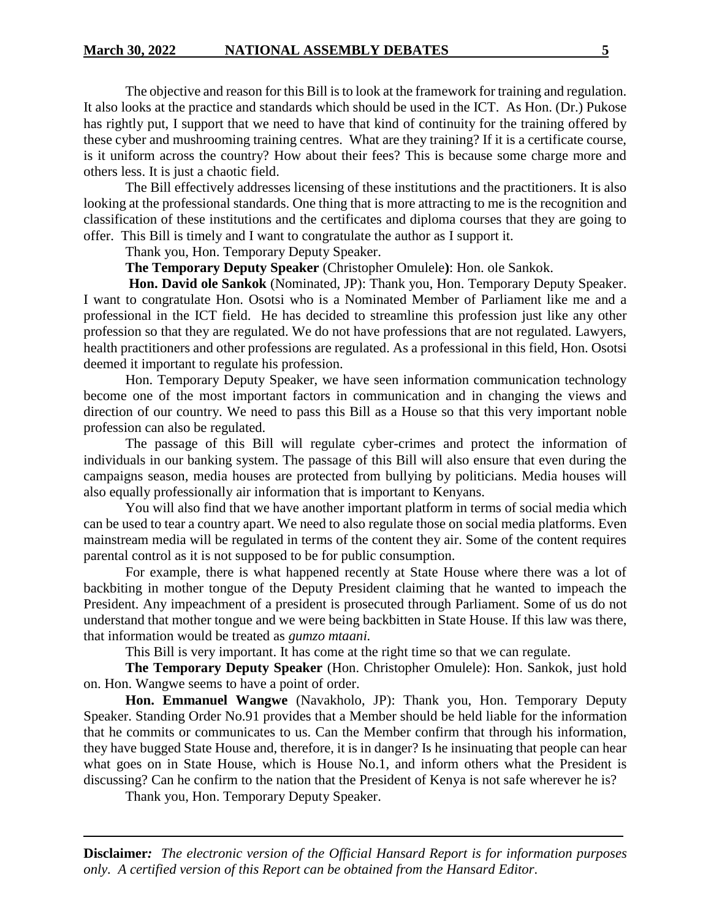The objective and reason for this Bill is to look at the framework for training and regulation. It also looks at the practice and standards which should be used in the ICT. As Hon. (Dr.) Pukose has rightly put, I support that we need to have that kind of continuity for the training offered by these cyber and mushrooming training centres. What are they training? If it is a certificate course, is it uniform across the country? How about their fees? This is because some charge more and others less. It is just a chaotic field.

The Bill effectively addresses licensing of these institutions and the practitioners. It is also looking at the professional standards. One thing that is more attracting to me is the recognition and classification of these institutions and the certificates and diploma courses that they are going to offer. This Bill is timely and I want to congratulate the author as I support it.

Thank you, Hon. Temporary Deputy Speaker.

**The Temporary Deputy Speaker** (Christopher Omulele**)**: Hon. ole Sankok.

**Hon. David ole Sankok** (Nominated, JP): Thank you, Hon. Temporary Deputy Speaker. I want to congratulate Hon. Osotsi who is a Nominated Member of Parliament like me and a professional in the ICT field. He has decided to streamline this profession just like any other profession so that they are regulated. We do not have professions that are not regulated. Lawyers, health practitioners and other professions are regulated. As a professional in this field, Hon. Osotsi deemed it important to regulate his profession.

Hon. Temporary Deputy Speaker, we have seen information communication technology become one of the most important factors in communication and in changing the views and direction of our country. We need to pass this Bill as a House so that this very important noble profession can also be regulated.

The passage of this Bill will regulate cyber-crimes and protect the information of individuals in our banking system. The passage of this Bill will also ensure that even during the campaigns season, media houses are protected from bullying by politicians. Media houses will also equally professionally air information that is important to Kenyans.

You will also find that we have another important platform in terms of social media which can be used to tear a country apart. We need to also regulate those on social media platforms. Even mainstream media will be regulated in terms of the content they air. Some of the content requires parental control as it is not supposed to be for public consumption.

For example, there is what happened recently at State House where there was a lot of backbiting in mother tongue of the Deputy President claiming that he wanted to impeach the President. Any impeachment of a president is prosecuted through Parliament. Some of us do not understand that mother tongue and we were being backbitten in State House. If this law was there, that information would be treated as *gumzo mtaani.*

This Bill is very important. It has come at the right time so that we can regulate.

**The Temporary Deputy Speaker** (Hon. Christopher Omulele): Hon. Sankok, just hold on. Hon. Wangwe seems to have a point of order.

**Hon. Emmanuel Wangwe** (Navakholo, JP): Thank you, Hon. Temporary Deputy Speaker. Standing Order No.91 provides that a Member should be held liable for the information that he commits or communicates to us. Can the Member confirm that through his information, they have bugged State House and, therefore, it is in danger? Is he insinuating that people can hear what goes on in State House, which is House No.1, and inform others what the President is discussing? Can he confirm to the nation that the President of Kenya is not safe wherever he is?

Thank you, Hon. Temporary Deputy Speaker.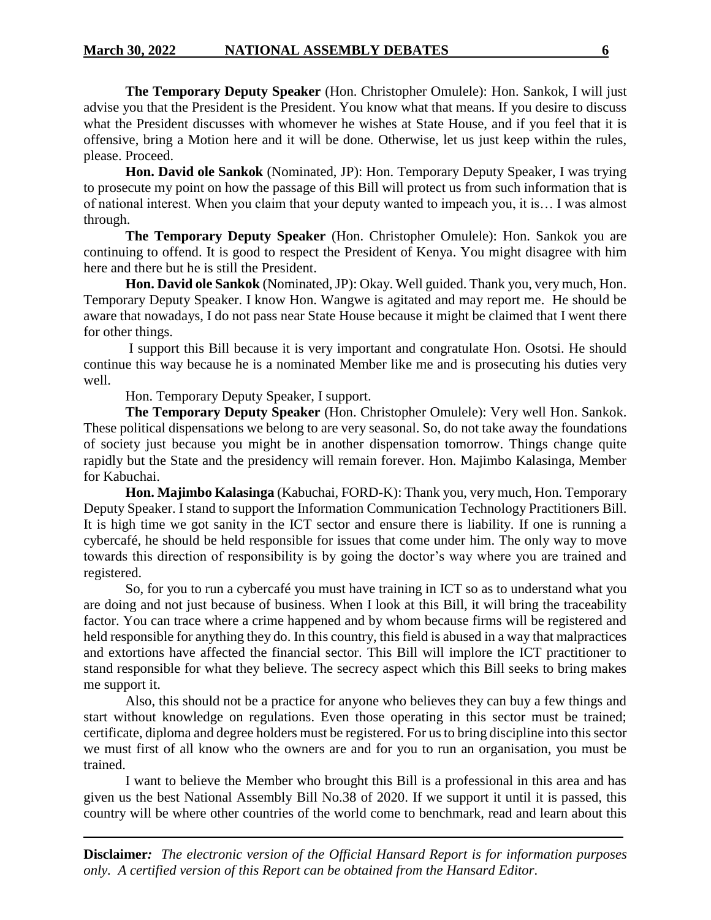**The Temporary Deputy Speaker** (Hon. Christopher Omulele): Hon. Sankok, I will just advise you that the President is the President. You know what that means. If you desire to discuss what the President discusses with whomever he wishes at State House, and if you feel that it is offensive, bring a Motion here and it will be done. Otherwise, let us just keep within the rules, please. Proceed.

**Hon. David ole Sankok** (Nominated, JP): Hon. Temporary Deputy Speaker, I was trying to prosecute my point on how the passage of this Bill will protect us from such information that is of national interest. When you claim that your deputy wanted to impeach you, it is… I was almost through.

**The Temporary Deputy Speaker** (Hon. Christopher Omulele): Hon. Sankok you are continuing to offend. It is good to respect the President of Kenya. You might disagree with him here and there but he is still the President.

**Hon. David ole Sankok** (Nominated, JP): Okay. Well guided. Thank you, very much, Hon. Temporary Deputy Speaker. I know Hon. Wangwe is agitated and may report me. He should be aware that nowadays, I do not pass near State House because it might be claimed that I went there for other things.

I support this Bill because it is very important and congratulate Hon. Osotsi. He should continue this way because he is a nominated Member like me and is prosecuting his duties very well.

Hon. Temporary Deputy Speaker, I support.

**The Temporary Deputy Speaker** (Hon. Christopher Omulele): Very well Hon. Sankok. These political dispensations we belong to are very seasonal. So, do not take away the foundations of society just because you might be in another dispensation tomorrow. Things change quite rapidly but the State and the presidency will remain forever. Hon. Majimbo Kalasinga, Member for Kabuchai.

**Hon. Majimbo Kalasinga** (Kabuchai, FORD-K): Thank you, very much, Hon. Temporary Deputy Speaker. I stand to support the Information Communication Technology Practitioners Bill. It is high time we got sanity in the ICT sector and ensure there is liability. If one is running a cybercafé, he should be held responsible for issues that come under him. The only way to move towards this direction of responsibility is by going the doctor's way where you are trained and registered.

So, for you to run a cybercafé you must have training in ICT so as to understand what you are doing and not just because of business. When I look at this Bill, it will bring the traceability factor. You can trace where a crime happened and by whom because firms will be registered and held responsible for anything they do. In this country, this field is abused in a way that malpractices and extortions have affected the financial sector. This Bill will implore the ICT practitioner to stand responsible for what they believe. The secrecy aspect which this Bill seeks to bring makes me support it.

Also, this should not be a practice for anyone who believes they can buy a few things and start without knowledge on regulations. Even those operating in this sector must be trained; certificate, diploma and degree holders must be registered. For us to bring discipline into this sector we must first of all know who the owners are and for you to run an organisation, you must be trained.

I want to believe the Member who brought this Bill is a professional in this area and has given us the best National Assembly Bill No.38 of 2020. If we support it until it is passed, this country will be where other countries of the world come to benchmark, read and learn about this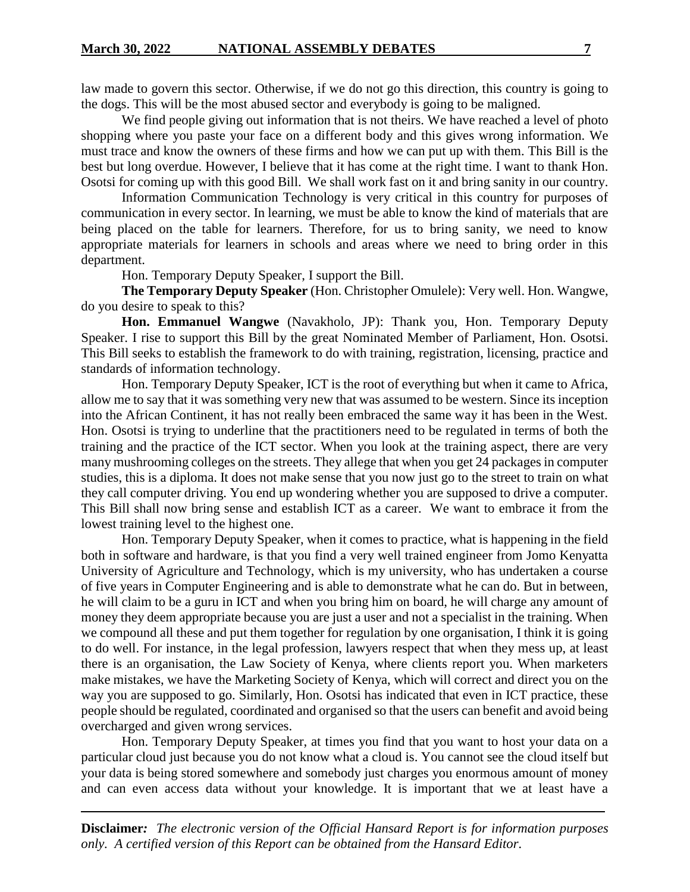law made to govern this sector. Otherwise, if we do not go this direction, this country is going to the dogs. This will be the most abused sector and everybody is going to be maligned.

We find people giving out information that is not theirs. We have reached a level of photo shopping where you paste your face on a different body and this gives wrong information. We must trace and know the owners of these firms and how we can put up with them. This Bill is the best but long overdue. However, I believe that it has come at the right time. I want to thank Hon. Osotsi for coming up with this good Bill. We shall work fast on it and bring sanity in our country.

Information Communication Technology is very critical in this country for purposes of communication in every sector. In learning, we must be able to know the kind of materials that are being placed on the table for learners. Therefore, for us to bring sanity, we need to know appropriate materials for learners in schools and areas where we need to bring order in this department.

Hon. Temporary Deputy Speaker, I support the Bill.

**The Temporary Deputy Speaker** (Hon. Christopher Omulele): Very well. Hon. Wangwe, do you desire to speak to this?

**Hon. Emmanuel Wangwe** (Navakholo, JP): Thank you, Hon. Temporary Deputy Speaker. I rise to support this Bill by the great Nominated Member of Parliament, Hon. Osotsi. This Bill seeks to establish the framework to do with training, registration, licensing, practice and standards of information technology.

Hon. Temporary Deputy Speaker, ICT is the root of everything but when it came to Africa, allow me to say that it was something very new that was assumed to be western. Since its inception into the African Continent, it has not really been embraced the same way it has been in the West. Hon. Osotsi is trying to underline that the practitioners need to be regulated in terms of both the training and the practice of the ICT sector. When you look at the training aspect, there are very many mushrooming colleges on the streets. They allege that when you get 24 packages in computer studies, this is a diploma. It does not make sense that you now just go to the street to train on what they call computer driving. You end up wondering whether you are supposed to drive a computer. This Bill shall now bring sense and establish ICT as a career. We want to embrace it from the lowest training level to the highest one.

Hon. Temporary Deputy Speaker, when it comes to practice, what is happening in the field both in software and hardware, is that you find a very well trained engineer from Jomo Kenyatta University of Agriculture and Technology, which is my university, who has undertaken a course of five years in Computer Engineering and is able to demonstrate what he can do. But in between, he will claim to be a guru in ICT and when you bring him on board, he will charge any amount of money they deem appropriate because you are just a user and not a specialist in the training. When we compound all these and put them together for regulation by one organisation, I think it is going to do well. For instance, in the legal profession, lawyers respect that when they mess up, at least there is an organisation, the Law Society of Kenya, where clients report you. When marketers make mistakes, we have the Marketing Society of Kenya, which will correct and direct you on the way you are supposed to go. Similarly, Hon. Osotsi has indicated that even in ICT practice, these people should be regulated, coordinated and organised so that the users can benefit and avoid being overcharged and given wrong services.

Hon. Temporary Deputy Speaker, at times you find that you want to host your data on a particular cloud just because you do not know what a cloud is. You cannot see the cloud itself but your data is being stored somewhere and somebody just charges you enormous amount of money and can even access data without your knowledge. It is important that we at least have a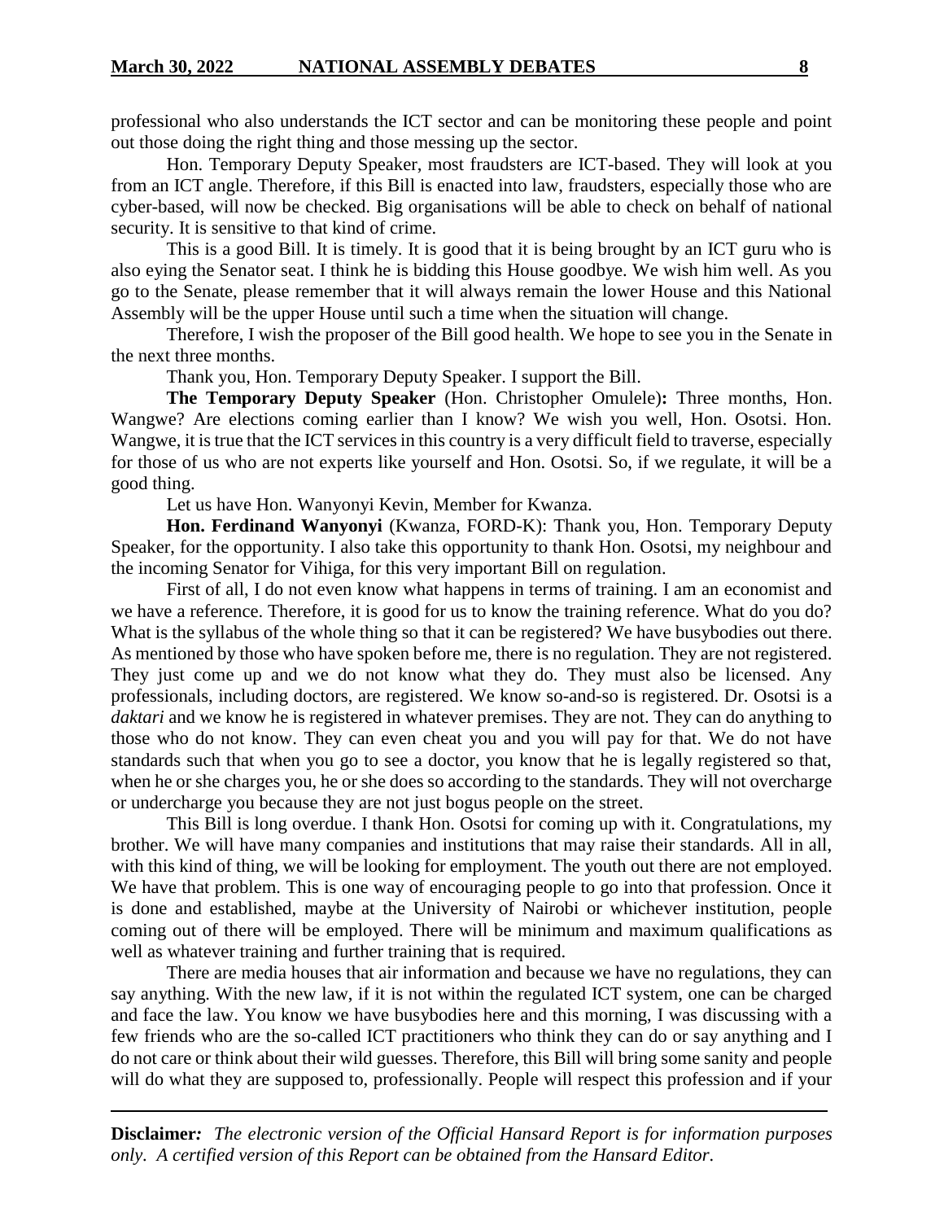professional who also understands the ICT sector and can be monitoring these people and point out those doing the right thing and those messing up the sector.

Hon. Temporary Deputy Speaker, most fraudsters are ICT-based. They will look at you from an ICT angle. Therefore, if this Bill is enacted into law, fraudsters, especially those who are cyber-based, will now be checked. Big organisations will be able to check on behalf of national security. It is sensitive to that kind of crime.

This is a good Bill. It is timely. It is good that it is being brought by an ICT guru who is also eying the Senator seat. I think he is bidding this House goodbye. We wish him well. As you go to the Senate, please remember that it will always remain the lower House and this National Assembly will be the upper House until such a time when the situation will change.

Therefore, I wish the proposer of the Bill good health. We hope to see you in the Senate in the next three months.

Thank you, Hon. Temporary Deputy Speaker. I support the Bill.

**The Temporary Deputy Speaker** (Hon. Christopher Omulele)**:** Three months, Hon. Wangwe? Are elections coming earlier than I know? We wish you well, Hon. Osotsi. Hon. Wangwe, it is true that the ICT services in this country is a very difficult field to traverse, especially for those of us who are not experts like yourself and Hon. Osotsi. So, if we regulate, it will be a good thing.

Let us have Hon. Wanyonyi Kevin, Member for Kwanza.

**Hon. Ferdinand Wanyonyi** (Kwanza, FORD-K): Thank you, Hon. Temporary Deputy Speaker, for the opportunity. I also take this opportunity to thank Hon. Osotsi, my neighbour and the incoming Senator for Vihiga, for this very important Bill on regulation.

First of all, I do not even know what happens in terms of training. I am an economist and we have a reference. Therefore, it is good for us to know the training reference. What do you do? What is the syllabus of the whole thing so that it can be registered? We have busybodies out there. As mentioned by those who have spoken before me, there is no regulation. They are not registered. They just come up and we do not know what they do. They must also be licensed. Any professionals, including doctors, are registered. We know so-and-so is registered. Dr. Osotsi is a *daktari* and we know he is registered in whatever premises. They are not. They can do anything to those who do not know. They can even cheat you and you will pay for that. We do not have standards such that when you go to see a doctor, you know that he is legally registered so that, when he or she charges you, he or she does so according to the standards. They will not overcharge or undercharge you because they are not just bogus people on the street.

This Bill is long overdue. I thank Hon. Osotsi for coming up with it. Congratulations, my brother. We will have many companies and institutions that may raise their standards. All in all, with this kind of thing, we will be looking for employment. The youth out there are not employed. We have that problem. This is one way of encouraging people to go into that profession. Once it is done and established, maybe at the University of Nairobi or whichever institution, people coming out of there will be employed. There will be minimum and maximum qualifications as well as whatever training and further training that is required.

There are media houses that air information and because we have no regulations, they can say anything. With the new law, if it is not within the regulated ICT system, one can be charged and face the law. You know we have busybodies here and this morning, I was discussing with a few friends who are the so-called ICT practitioners who think they can do or say anything and I do not care or think about their wild guesses. Therefore, this Bill will bring some sanity and people will do what they are supposed to, professionally. People will respect this profession and if your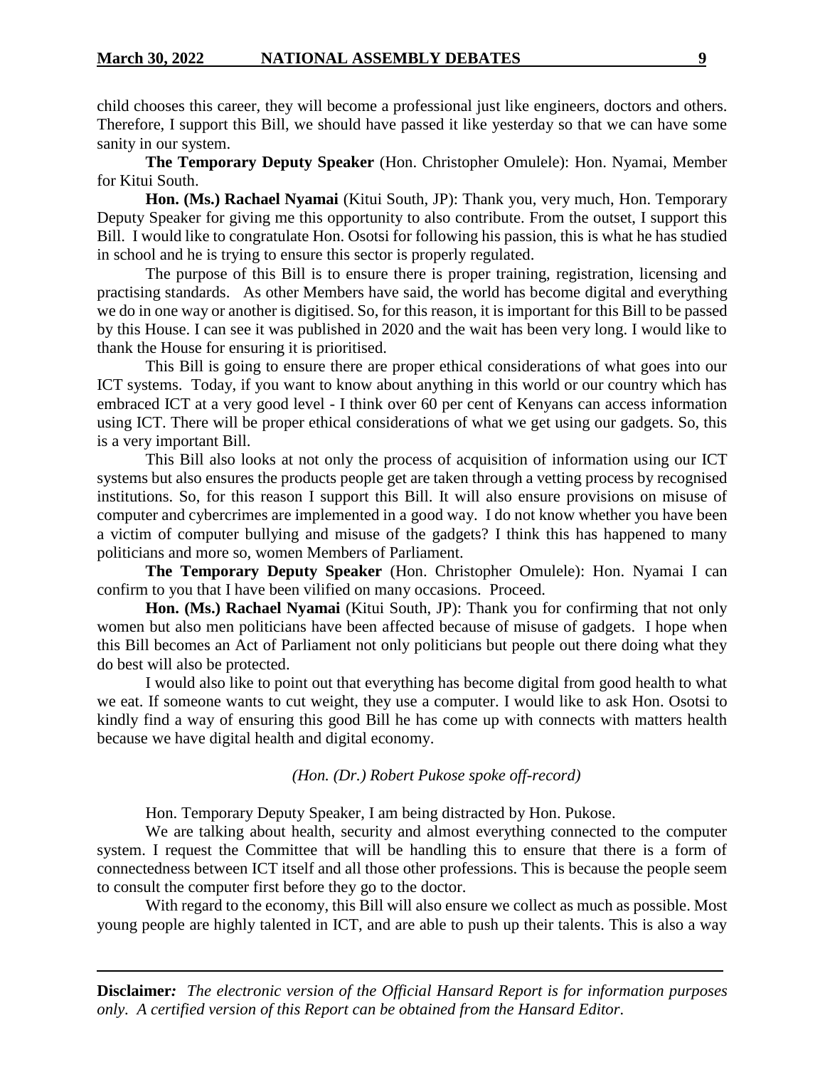child chooses this career, they will become a professional just like engineers, doctors and others. Therefore, I support this Bill, we should have passed it like yesterday so that we can have some sanity in our system.

**The Temporary Deputy Speaker** (Hon. Christopher Omulele): Hon. Nyamai, Member for Kitui South.

**Hon. (Ms.) Rachael Nyamai** (Kitui South, JP): Thank you, very much, Hon. Temporary Deputy Speaker for giving me this opportunity to also contribute. From the outset, I support this Bill. I would like to congratulate Hon. Osotsi for following his passion, this is what he has studied in school and he is trying to ensure this sector is properly regulated.

The purpose of this Bill is to ensure there is proper training, registration, licensing and practising standards. As other Members have said, the world has become digital and everything we do in one way or another is digitised. So, for this reason, it is important for this Bill to be passed by this House. I can see it was published in 2020 and the wait has been very long. I would like to thank the House for ensuring it is prioritised.

This Bill is going to ensure there are proper ethical considerations of what goes into our ICT systems. Today, if you want to know about anything in this world or our country which has embraced ICT at a very good level - I think over 60 per cent of Kenyans can access information using ICT. There will be proper ethical considerations of what we get using our gadgets. So, this is a very important Bill.

This Bill also looks at not only the process of acquisition of information using our ICT systems but also ensures the products people get are taken through a vetting process by recognised institutions. So, for this reason I support this Bill. It will also ensure provisions on misuse of computer and cybercrimes are implemented in a good way. I do not know whether you have been a victim of computer bullying and misuse of the gadgets? I think this has happened to many politicians and more so, women Members of Parliament.

**The Temporary Deputy Speaker** (Hon. Christopher Omulele): Hon. Nyamai I can confirm to you that I have been vilified on many occasions. Proceed.

**Hon. (Ms.) Rachael Nyamai** (Kitui South, JP): Thank you for confirming that not only women but also men politicians have been affected because of misuse of gadgets. I hope when this Bill becomes an Act of Parliament not only politicians but people out there doing what they do best will also be protected.

I would also like to point out that everything has become digital from good health to what we eat. If someone wants to cut weight, they use a computer. I would like to ask Hon. Osotsi to kindly find a way of ensuring this good Bill he has come up with connects with matters health because we have digital health and digital economy.

*(Hon. (Dr.) Robert Pukose spoke off-record)*

Hon. Temporary Deputy Speaker, I am being distracted by Hon. Pukose.

We are talking about health, security and almost everything connected to the computer system. I request the Committee that will be handling this to ensure that there is a form of connectedness between ICT itself and all those other professions. This is because the people seem to consult the computer first before they go to the doctor.

With regard to the economy, this Bill will also ensure we collect as much as possible. Most young people are highly talented in ICT, and are able to push up their talents. This is also a way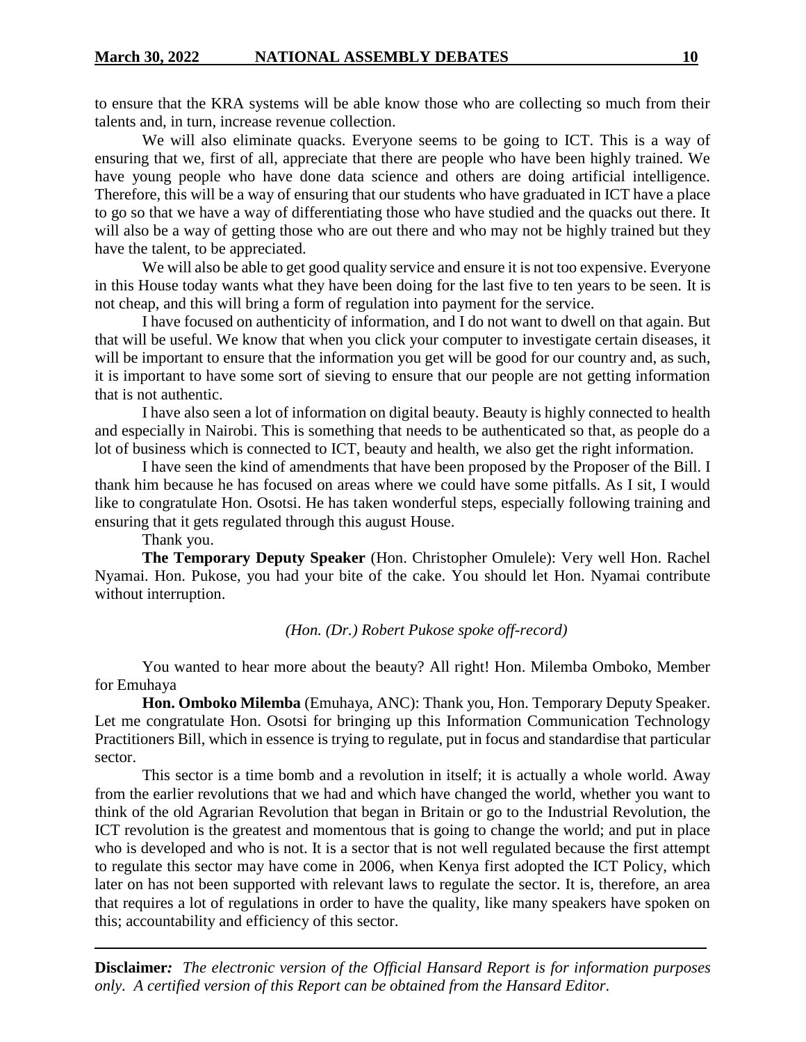to ensure that the KRA systems will be able know those who are collecting so much from their talents and, in turn, increase revenue collection.

We will also eliminate quacks. Everyone seems to be going to ICT. This is a way of ensuring that we, first of all, appreciate that there are people who have been highly trained. We have young people who have done data science and others are doing artificial intelligence. Therefore, this will be a way of ensuring that our students who have graduated in ICT have a place to go so that we have a way of differentiating those who have studied and the quacks out there. It will also be a way of getting those who are out there and who may not be highly trained but they have the talent, to be appreciated.

We will also be able to get good quality service and ensure it is not too expensive. Everyone in this House today wants what they have been doing for the last five to ten years to be seen. It is not cheap, and this will bring a form of regulation into payment for the service.

I have focused on authenticity of information, and I do not want to dwell on that again. But that will be useful. We know that when you click your computer to investigate certain diseases, it will be important to ensure that the information you get will be good for our country and, as such, it is important to have some sort of sieving to ensure that our people are not getting information that is not authentic.

I have also seen a lot of information on digital beauty. Beauty is highly connected to health and especially in Nairobi. This is something that needs to be authenticated so that, as people do a lot of business which is connected to ICT, beauty and health, we also get the right information.

I have seen the kind of amendments that have been proposed by the Proposer of the Bill. I thank him because he has focused on areas where we could have some pitfalls. As I sit, I would like to congratulate Hon. Osotsi. He has taken wonderful steps, especially following training and ensuring that it gets regulated through this august House.

Thank you.

**The Temporary Deputy Speaker** (Hon. Christopher Omulele): Very well Hon. Rachel Nyamai. Hon. Pukose, you had your bite of the cake. You should let Hon. Nyamai contribute without interruption.

*(Hon. (Dr.) Robert Pukose spoke off-record)*

You wanted to hear more about the beauty? All right! Hon. Milemba Omboko, Member for Emuhaya

**Hon. Omboko Milemba** (Emuhaya, ANC): Thank you, Hon. Temporary Deputy Speaker. Let me congratulate Hon. Osotsi for bringing up this Information Communication Technology Practitioners Bill, which in essence is trying to regulate, put in focus and standardise that particular sector.

This sector is a time bomb and a revolution in itself; it is actually a whole world. Away from the earlier revolutions that we had and which have changed the world, whether you want to think of the old Agrarian Revolution that began in Britain or go to the Industrial Revolution, the ICT revolution is the greatest and momentous that is going to change the world; and put in place who is developed and who is not. It is a sector that is not well regulated because the first attempt to regulate this sector may have come in 2006, when Kenya first adopted the ICT Policy, which later on has not been supported with relevant laws to regulate the sector. It is, therefore, an area that requires a lot of regulations in order to have the quality, like many speakers have spoken on this; accountability and efficiency of this sector.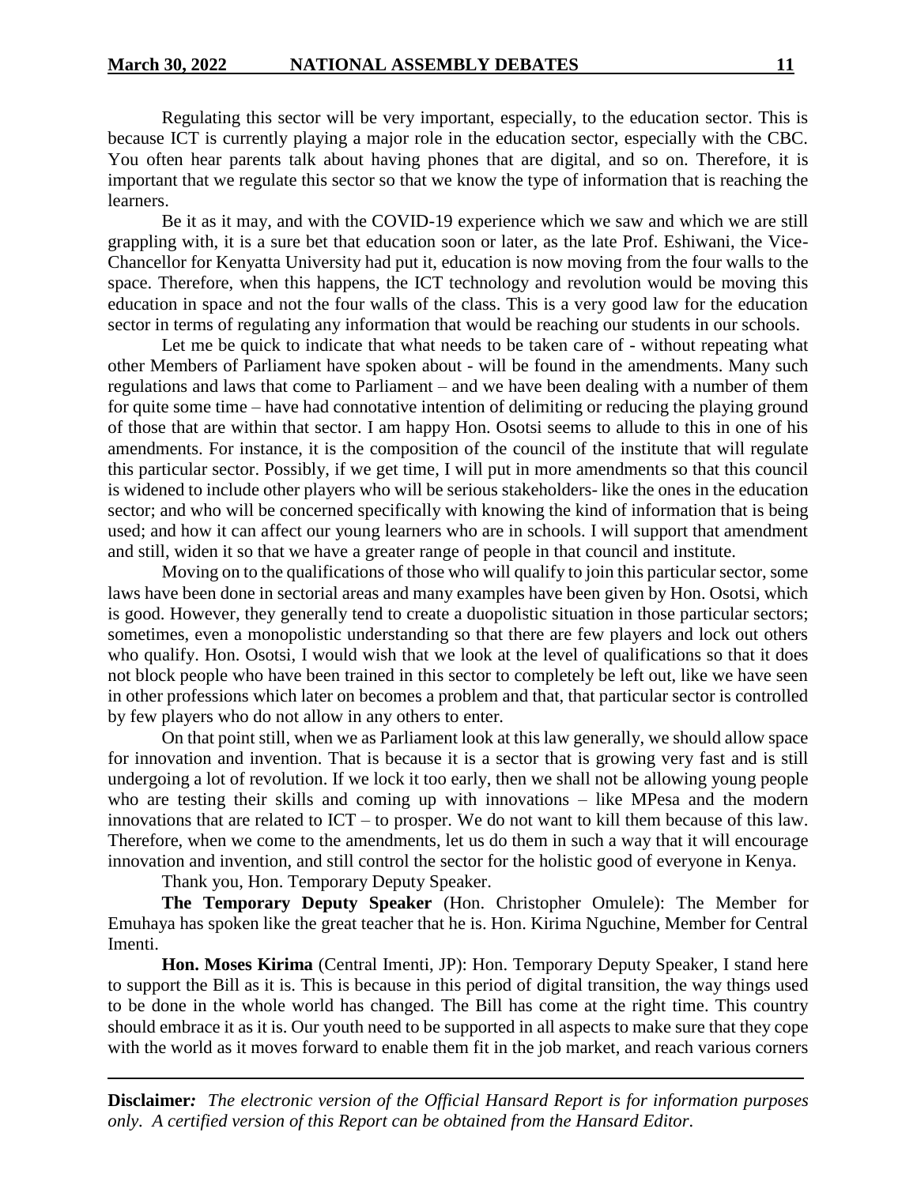Regulating this sector will be very important, especially, to the education sector. This is because ICT is currently playing a major role in the education sector, especially with the CBC. You often hear parents talk about having phones that are digital, and so on. Therefore, it is important that we regulate this sector so that we know the type of information that is reaching the learners.

Be it as it may, and with the COVID-19 experience which we saw and which we are still grappling with, it is a sure bet that education soon or later, as the late Prof. Eshiwani, the Vice-Chancellor for Kenyatta University had put it, education is now moving from the four walls to the space. Therefore, when this happens, the ICT technology and revolution would be moving this education in space and not the four walls of the class. This is a very good law for the education sector in terms of regulating any information that would be reaching our students in our schools.

Let me be quick to indicate that what needs to be taken care of - without repeating what other Members of Parliament have spoken about - will be found in the amendments. Many such regulations and laws that come to Parliament – and we have been dealing with a number of them for quite some time – have had connotative intention of delimiting or reducing the playing ground of those that are within that sector. I am happy Hon. Osotsi seems to allude to this in one of his amendments. For instance, it is the composition of the council of the institute that will regulate this particular sector. Possibly, if we get time, I will put in more amendments so that this council is widened to include other players who will be serious stakeholders- like the ones in the education sector; and who will be concerned specifically with knowing the kind of information that is being used; and how it can affect our young learners who are in schools. I will support that amendment and still, widen it so that we have a greater range of people in that council and institute.

Moving on to the qualifications of those who will qualify to join this particular sector, some laws have been done in sectorial areas and many examples have been given by Hon. Osotsi, which is good. However, they generally tend to create a duopolistic situation in those particular sectors; sometimes, even a monopolistic understanding so that there are few players and lock out others who qualify. Hon. Osotsi, I would wish that we look at the level of qualifications so that it does not block people who have been trained in this sector to completely be left out, like we have seen in other professions which later on becomes a problem and that, that particular sector is controlled by few players who do not allow in any others to enter.

On that point still, when we as Parliament look at this law generally, we should allow space for innovation and invention. That is because it is a sector that is growing very fast and is still undergoing a lot of revolution. If we lock it too early, then we shall not be allowing young people who are testing their skills and coming up with innovations – like MPesa and the modern innovations that are related to ICT – to prosper. We do not want to kill them because of this law. Therefore, when we come to the amendments, let us do them in such a way that it will encourage innovation and invention, and still control the sector for the holistic good of everyone in Kenya.

Thank you, Hon. Temporary Deputy Speaker.

**The Temporary Deputy Speaker** (Hon. Christopher Omulele): The Member for Emuhaya has spoken like the great teacher that he is. Hon. Kirima Nguchine, Member for Central Imenti.

**Hon. Moses Kirima** (Central Imenti, JP): Hon. Temporary Deputy Speaker, I stand here to support the Bill as it is. This is because in this period of digital transition, the way things used to be done in the whole world has changed. The Bill has come at the right time. This country should embrace it as it is. Our youth need to be supported in all aspects to make sure that they cope with the world as it moves forward to enable them fit in the job market, and reach various corners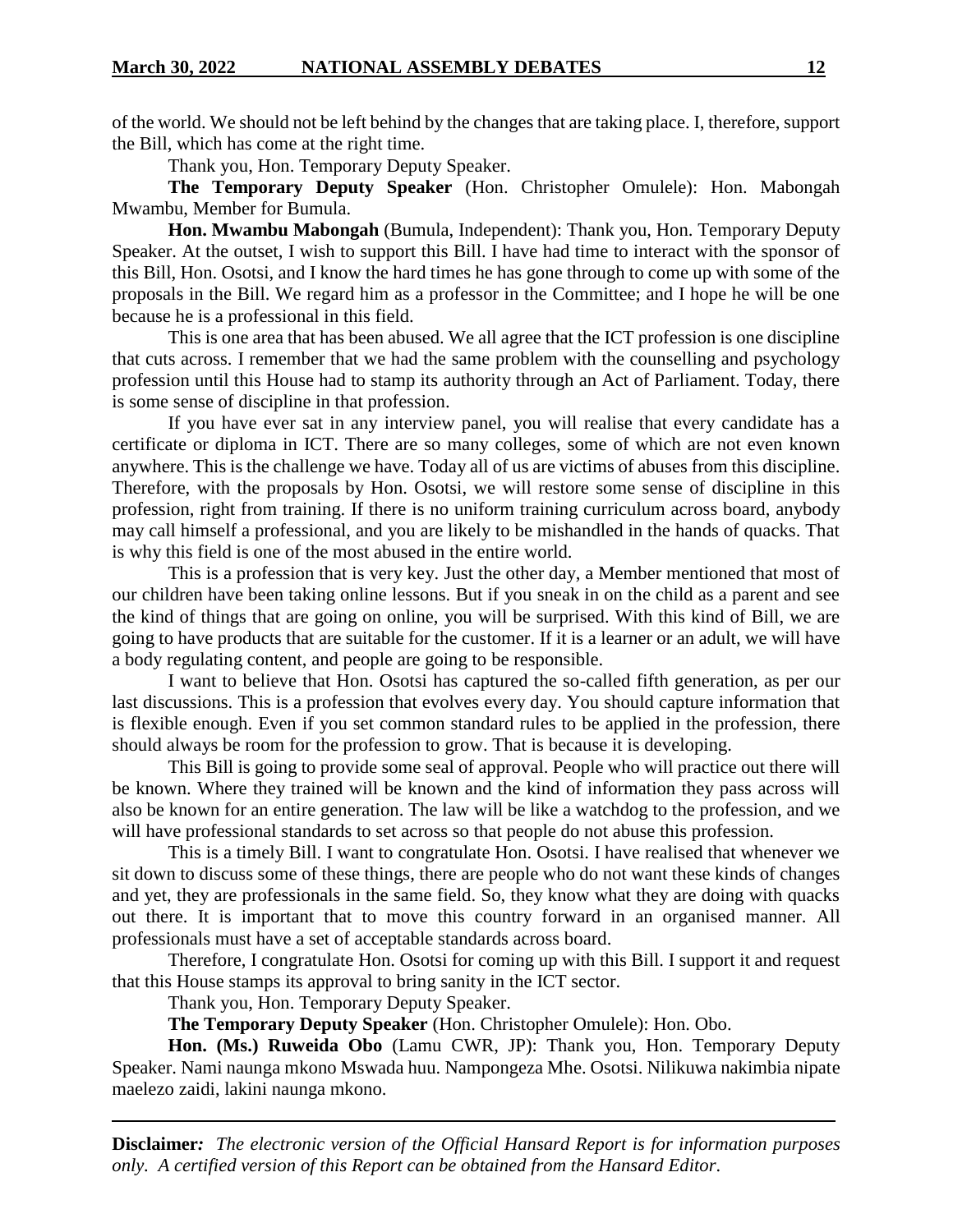of the world. We should not be left behind by the changes that are taking place. I, therefore, support the Bill, which has come at the right time.

Thank you, Hon. Temporary Deputy Speaker.

**The Temporary Deputy Speaker** (Hon. Christopher Omulele): Hon. Mabongah Mwambu, Member for Bumula.

**Hon. Mwambu Mabongah** (Bumula, Independent): Thank you, Hon. Temporary Deputy Speaker. At the outset, I wish to support this Bill. I have had time to interact with the sponsor of this Bill, Hon. Osotsi, and I know the hard times he has gone through to come up with some of the proposals in the Bill. We regard him as a professor in the Committee; and I hope he will be one because he is a professional in this field.

This is one area that has been abused. We all agree that the ICT profession is one discipline that cuts across. I remember that we had the same problem with the counselling and psychology profession until this House had to stamp its authority through an Act of Parliament. Today, there is some sense of discipline in that profession.

If you have ever sat in any interview panel, you will realise that every candidate has a certificate or diploma in ICT. There are so many colleges, some of which are not even known anywhere. This is the challenge we have. Today all of us are victims of abuses from this discipline. Therefore, with the proposals by Hon. Osotsi, we will restore some sense of discipline in this profession, right from training. If there is no uniform training curriculum across board, anybody may call himself a professional, and you are likely to be mishandled in the hands of quacks. That is why this field is one of the most abused in the entire world.

This is a profession that is very key. Just the other day, a Member mentioned that most of our children have been taking online lessons. But if you sneak in on the child as a parent and see the kind of things that are going on online, you will be surprised. With this kind of Bill, we are going to have products that are suitable for the customer. If it is a learner or an adult, we will have a body regulating content, and people are going to be responsible.

I want to believe that Hon. Osotsi has captured the so-called fifth generation, as per our last discussions. This is a profession that evolves every day. You should capture information that is flexible enough. Even if you set common standard rules to be applied in the profession, there should always be room for the profession to grow. That is because it is developing.

This Bill is going to provide some seal of approval. People who will practice out there will be known. Where they trained will be known and the kind of information they pass across will also be known for an entire generation. The law will be like a watchdog to the profession, and we will have professional standards to set across so that people do not abuse this profession.

This is a timely Bill. I want to congratulate Hon. Osotsi. I have realised that whenever we sit down to discuss some of these things, there are people who do not want these kinds of changes and yet, they are professionals in the same field. So, they know what they are doing with quacks out there. It is important that to move this country forward in an organised manner. All professionals must have a set of acceptable standards across board.

Therefore, I congratulate Hon. Osotsi for coming up with this Bill. I support it and request that this House stamps its approval to bring sanity in the ICT sector.

Thank you, Hon. Temporary Deputy Speaker.

**The Temporary Deputy Speaker** (Hon. Christopher Omulele): Hon. Obo.

**Hon. (Ms.) Ruweida Obo** (Lamu CWR, JP): Thank you, Hon. Temporary Deputy Speaker. Nami naunga mkono Mswada huu. Nampongeza Mhe. Osotsi. Nilikuwa nakimbia nipate maelezo zaidi, lakini naunga mkono.

---

**Disclaimer***:* *The electronic version of the Official Hansard Report is for information purposes only. A certified version of this Report can be obtained from the Hansard Editor.*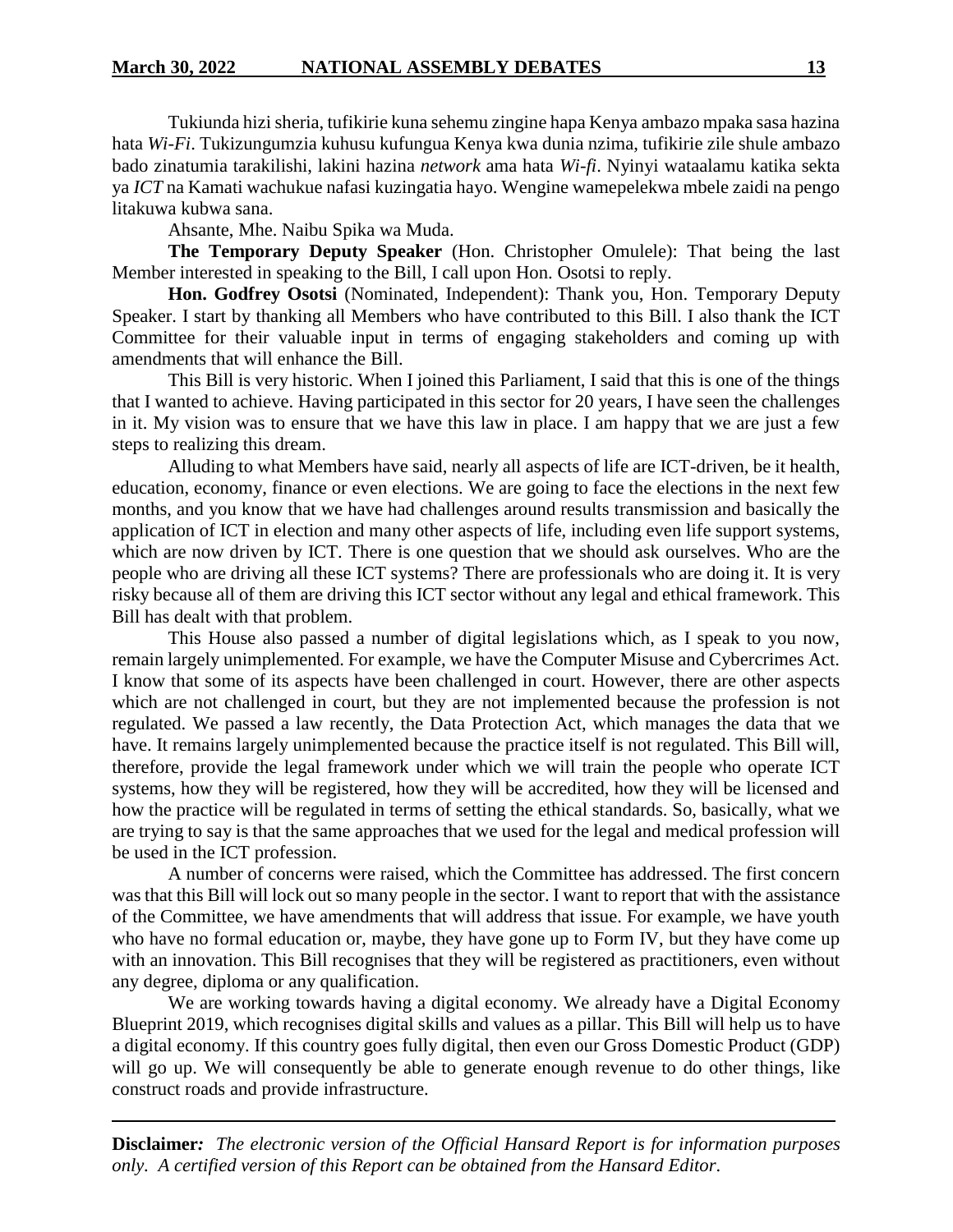Tukiunda hizi sheria, tufikirie kuna sehemu zingine hapa Kenya ambazo mpaka sasa hazina hata *Wi-Fi*. Tukizungumzia kuhusu kufungua Kenya kwa dunia nzima, tufikirie zile shule ambazo bado zinatumia tarakilishi, lakini hazina *network* ama hata *Wi-fi*. Nyinyi wataalamu katika sekta ya *ICT* na Kamati wachukue nafasi kuzingatia hayo. Wengine wamepelekwa mbele zaidi na pengo litakuwa kubwa sana.

Ahsante, Mhe. Naibu Spika wa Muda.

**The Temporary Deputy Speaker** (Hon. Christopher Omulele): That being the last Member interested in speaking to the Bill, I call upon Hon. Osotsi to reply.

**Hon. Godfrey Osotsi** (Nominated, Independent): Thank you, Hon. Temporary Deputy Speaker. I start by thanking all Members who have contributed to this Bill. I also thank the ICT Committee for their valuable input in terms of engaging stakeholders and coming up with amendments that will enhance the Bill.

This Bill is very historic. When I joined this Parliament, I said that this is one of the things that I wanted to achieve. Having participated in this sector for 20 years, I have seen the challenges in it. My vision was to ensure that we have this law in place. I am happy that we are just a few steps to realizing this dream.

Alluding to what Members have said, nearly all aspects of life are ICT-driven, be it health, education, economy, finance or even elections. We are going to face the elections in the next few months, and you know that we have had challenges around results transmission and basically the application of ICT in election and many other aspects of life, including even life support systems, which are now driven by ICT. There is one question that we should ask ourselves. Who are the people who are driving all these ICT systems? There are professionals who are doing it. It is very risky because all of them are driving this ICT sector without any legal and ethical framework. This Bill has dealt with that problem.

This House also passed a number of digital legislations which, as I speak to you now, remain largely unimplemented. For example, we have the Computer Misuse and Cybercrimes Act. I know that some of its aspects have been challenged in court. However, there are other aspects which are not challenged in court, but they are not implemented because the profession is not regulated. We passed a law recently, the Data Protection Act, which manages the data that we have. It remains largely unimplemented because the practice itself is not regulated. This Bill will, therefore, provide the legal framework under which we will train the people who operate ICT systems, how they will be registered, how they will be accredited, how they will be licensed and how the practice will be regulated in terms of setting the ethical standards. So, basically, what we are trying to say is that the same approaches that we used for the legal and medical profession will be used in the ICT profession.

A number of concerns were raised, which the Committee has addressed. The first concern was that this Bill will lock out so many people in the sector. I want to report that with the assistance of the Committee, we have amendments that will address that issue. For example, we have youth who have no formal education or, maybe, they have gone up to Form IV, but they have come up with an innovation. This Bill recognises that they will be registered as practitioners, even without any degree, diploma or any qualification.

We are working towards having a digital economy. We already have a Digital Economy Blueprint 2019, which recognises digital skills and values as a pillar. This Bill will help us to have a digital economy. If this country goes fully digital, then even our Gross Domestic Product (GDP) will go up. We will consequently be able to generate enough revenue to do other things, like construct roads and provide infrastructure.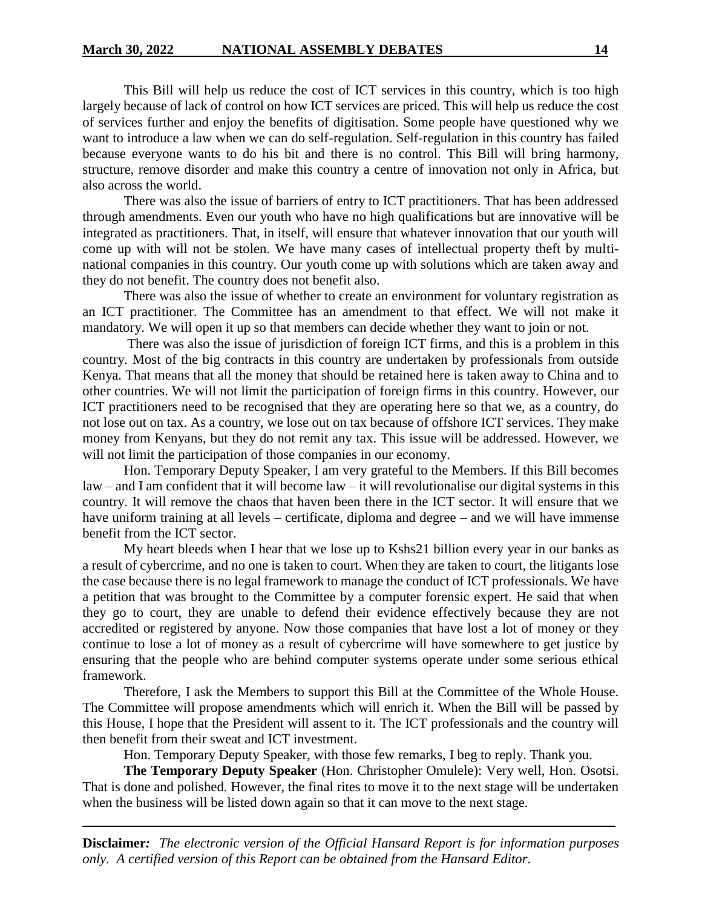This Bill will help us reduce the cost of ICT services in this country, which is too high largely because of lack of control on how ICT services are priced. This will help us reduce the cost of services further and enjoy the benefits of digitisation. Some people have questioned why we want to introduce a law when we can do self-regulation. Self-regulation in this country has failed because everyone wants to do his bit and there is no control. This Bill will bring harmony, structure, remove disorder and make this country a centre of innovation not only in Africa, but also across the world.

There was also the issue of barriers of entry to ICT practitioners. That has been addressed through amendments. Even our youth who have no high qualifications but are innovative will be integrated as practitioners. That, in itself, will ensure that whatever innovation that our youth will come up with will not be stolen. We have many cases of intellectual property theft by multi-national companies in this country. Our youth come up with solutions which are taken away and they do not benefit. The country does not benefit also.

There was also the issue of whether to create an environment for voluntary registration as an ICT practitioner. The Committee has an amendment to that effect. We will not make it mandatory. We will open it up so that members can decide whether they want to join or not.

There was also the issue of jurisdiction of foreign ICT firms, and this is a problem in this country. Most of the big contracts in this country are undertaken by professionals from outside Kenya. That means that all the money that should be retained here is taken away to China and to other countries. We will not limit the participation of foreign firms in this country. However, our ICT practitioners need to be recognised that they are operating here so that we, as a country, do not lose out on tax. As a country, we lose out on tax because of offshore ICT services. They make money from Kenyans, but they do not remit any tax. This issue will be addressed. However, we will not limit the participation of those companies in our economy.

Hon. Temporary Deputy Speaker, I am very grateful to the Members. If this Bill becomes law – and I am confident that it will become law – it will revolutionalise our digital systems in this country. It will remove the chaos that haven been there in the ICT sector. It will ensure that we have uniform training at all levels – certificate, diploma and degree – and we will have immense benefit from the ICT sector.

My heart bleeds when I hear that we lose up to Kshs21 billion every year in our banks as a result of cybercrime, and no one is taken to court. When they are taken to court, the litigants lose the case because there is no legal framework to manage the conduct of ICT professionals. We have a petition that was brought to the Committee by a computer forensic expert. He said that when they go to court, they are unable to defend their evidence effectively because they are not accredited or registered by anyone. Now those companies that have lost a lot of money or they continue to lose a lot of money as a result of cybercrime will have somewhere to get justice by ensuring that the people who are behind computer systems operate under some serious ethical framework.

Therefore, I ask the Members to support this Bill at the Committee of the Whole House. The Committee will propose amendments which will enrich it. When the Bill will be passed by this House, I hope that the President will assent to it. The ICT professionals and the country will then benefit from their sweat and ICT investment.

Hon. Temporary Deputy Speaker, with those few remarks, I beg to reply. Thank you.

**The Temporary Deputy Speaker** (Hon. Christopher Omulele): Very well, Hon. Osotsi. That is done and polished. However, the final rites to move it to the next stage will be undertaken when the business will be listed down again so that it can move to the next stage.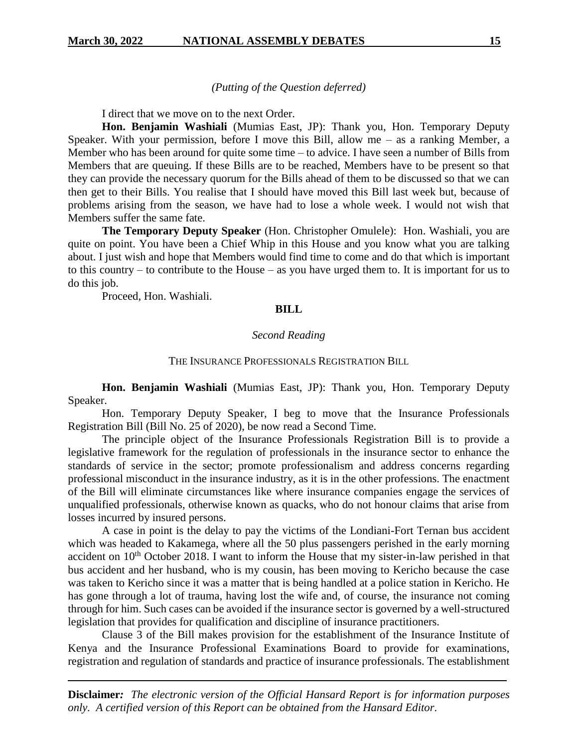*(Putting of the Question deferred)*

I direct that we move on to the next Order.

**Hon. Benjamin Washiali** (Mumias East, JP): Thank you, Hon. Temporary Deputy Speaker. With your permission, before I move this Bill, allow me – as a ranking Member, a Member who has been around for quite some time – to advice. I have seen a number of Bills from Members that are queuing. If these Bills are to be reached, Members have to be present so that they can provide the necessary quorum for the Bills ahead of them to be discussed so that we can then get to their Bills. You realise that I should have moved this Bill last week but, because of problems arising from the season, we have had to lose a whole week. I would not wish that Members suffer the same fate.

**The Temporary Deputy Speaker** (Hon. Christopher Omulele): Hon. Washiali, you are quite on point. You have been a Chief Whip in this House and you know what you are talking about. I just wish and hope that Members would find time to come and do that which is important to this country – to contribute to the House – as you have urged them to. It is important for us to do this job.

Proceed, Hon. Washiali.

## BILL

*Second Reading*

### THE INSURANCE PROFESSIONALS REGISTRATION BILL

**Hon. Benjamin Washiali** (Mumias East, JP): Thank you, Hon. Temporary Deputy Speaker.

Hon. Temporary Deputy Speaker, I beg to move that the Insurance Professionals Registration Bill (Bill No. 25 of 2020), be now read a Second Time.

The principle object of the Insurance Professionals Registration Bill is to provide a legislative framework for the regulation of professionals in the insurance sector to enhance the standards of service in the sector; promote professionalism and address concerns regarding professional misconduct in the insurance industry, as it is in the other professions. The enactment of the Bill will eliminate circumstances like where insurance companies engage the services of unqualified professionals, otherwise known as quacks, who do not honour claims that arise from losses incurred by insured persons.

A case in point is the delay to pay the victims of the Londiani-Fort Ternan bus accident which was headed to Kakamega, where all the 50 plus passengers perished in the early morning accident on 10th October 2018. I want to inform the House that my sister-in-law perished in that bus accident and her husband, who is my cousin, has been moving to Kericho because the case was taken to Kericho since it was a matter that is being handled at a police station in Kericho. He has gone through a lot of trauma, having lost the wife and, of course, the insurance not coming through for him. Such cases can be avoided if the insurance sector is governed by a well-structured legislation that provides for qualification and discipline of insurance practitioners.

Clause 3 of the Bill makes provision for the establishment of the Insurance Institute of Kenya and the Insurance Professional Examinations Board to provide for examinations, registration and regulation of standards and practice of insurance professionals. The establishment

**Disclaimer***: The electronic version of the Official Hansard Report is for information purposes only. A certified version of this Report can be obtained from the Hansard Editor.*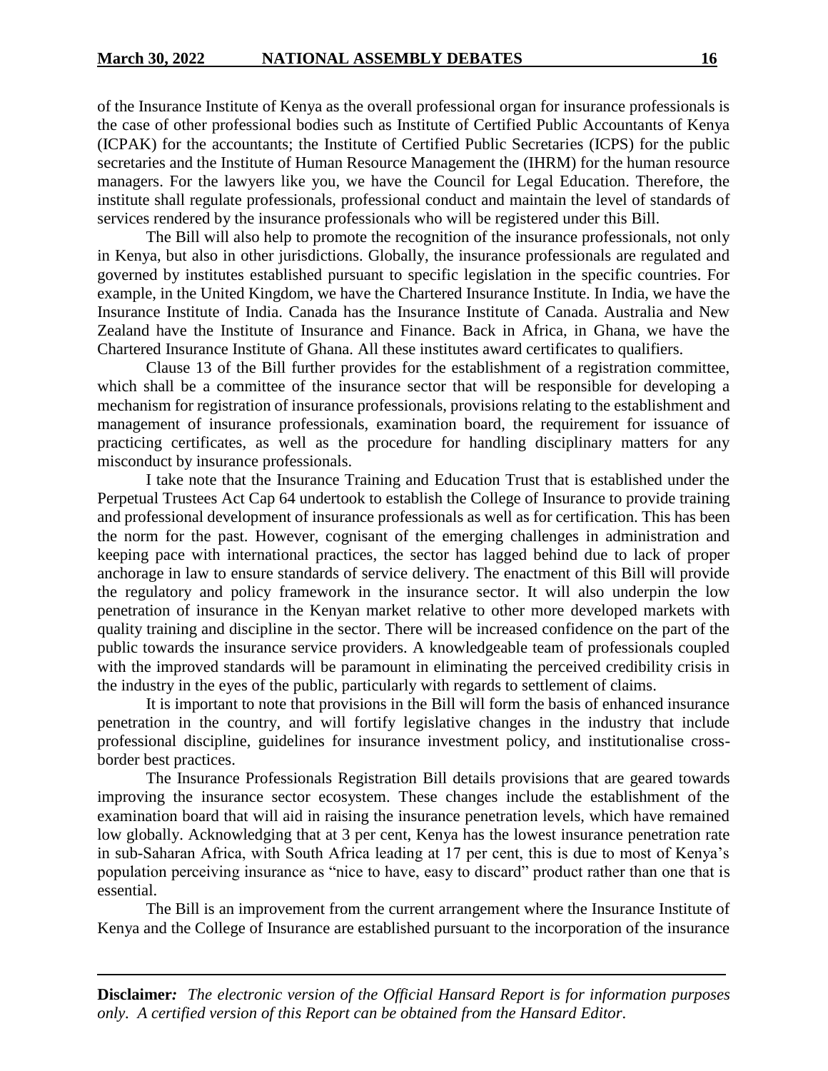of the Insurance Institute of Kenya as the overall professional organ for insurance professionals is the case of other professional bodies such as Institute of Certified Public Accountants of Kenya (ICPAK) for the accountants; the Institute of Certified Public Secretaries (ICPS) for the public secretaries and the Institute of Human Resource Management the (IHRM) for the human resource managers. For the lawyers like you, we have the Council for Legal Education. Therefore, the institute shall regulate professionals, professional conduct and maintain the level of standards of services rendered by the insurance professionals who will be registered under this Bill.

The Bill will also help to promote the recognition of the insurance professionals, not only in Kenya, but also in other jurisdictions. Globally, the insurance professionals are regulated and governed by institutes established pursuant to specific legislation in the specific countries. For example, in the United Kingdom, we have the Chartered Insurance Institute. In India, we have the Insurance Institute of India. Canada has the Insurance Institute of Canada. Australia and New Zealand have the Institute of Insurance and Finance. Back in Africa, in Ghana, we have the Chartered Insurance Institute of Ghana. All these institutes award certificates to qualifiers.

Clause 13 of the Bill further provides for the establishment of a registration committee, which shall be a committee of the insurance sector that will be responsible for developing a mechanism for registration of insurance professionals, provisions relating to the establishment and management of insurance professionals, examination board, the requirement for issuance of practicing certificates, as well as the procedure for handling disciplinary matters for any misconduct by insurance professionals.

I take note that the Insurance Training and Education Trust that is established under the Perpetual Trustees Act Cap 64 undertook to establish the College of Insurance to provide training and professional development of insurance professionals as well as for certification. This has been the norm for the past. However, cognisant of the emerging challenges in administration and keeping pace with international practices, the sector has lagged behind due to lack of proper anchorage in law to ensure standards of service delivery. The enactment of this Bill will provide the regulatory and policy framework in the insurance sector. It will also underpin the low penetration of insurance in the Kenyan market relative to other more developed markets with quality training and discipline in the sector. There will be increased confidence on the part of the public towards the insurance service providers. A knowledgeable team of professionals coupled with the improved standards will be paramount in eliminating the perceived credibility crisis in the industry in the eyes of the public, particularly with regards to settlement of claims.

It is important to note that provisions in the Bill will form the basis of enhanced insurance penetration in the country, and will fortify legislative changes in the industry that include professional discipline, guidelines for insurance investment policy, and institutionalise cross-border best practices.

The Insurance Professionals Registration Bill details provisions that are geared towards improving the insurance sector ecosystem. These changes include the establishment of the examination board that will aid in raising the insurance penetration levels, which have remained low globally. Acknowledging that at 3 per cent, Kenya has the lowest insurance penetration rate in sub-Saharan Africa, with South Africa leading at 17 per cent, this is due to most of Kenya's population perceiving insurance as "nice to have, easy to discard" product rather than one that is essential.

The Bill is an improvement from the current arrangement where the Insurance Institute of Kenya and the College of Insurance are established pursuant to the incorporation of the insurance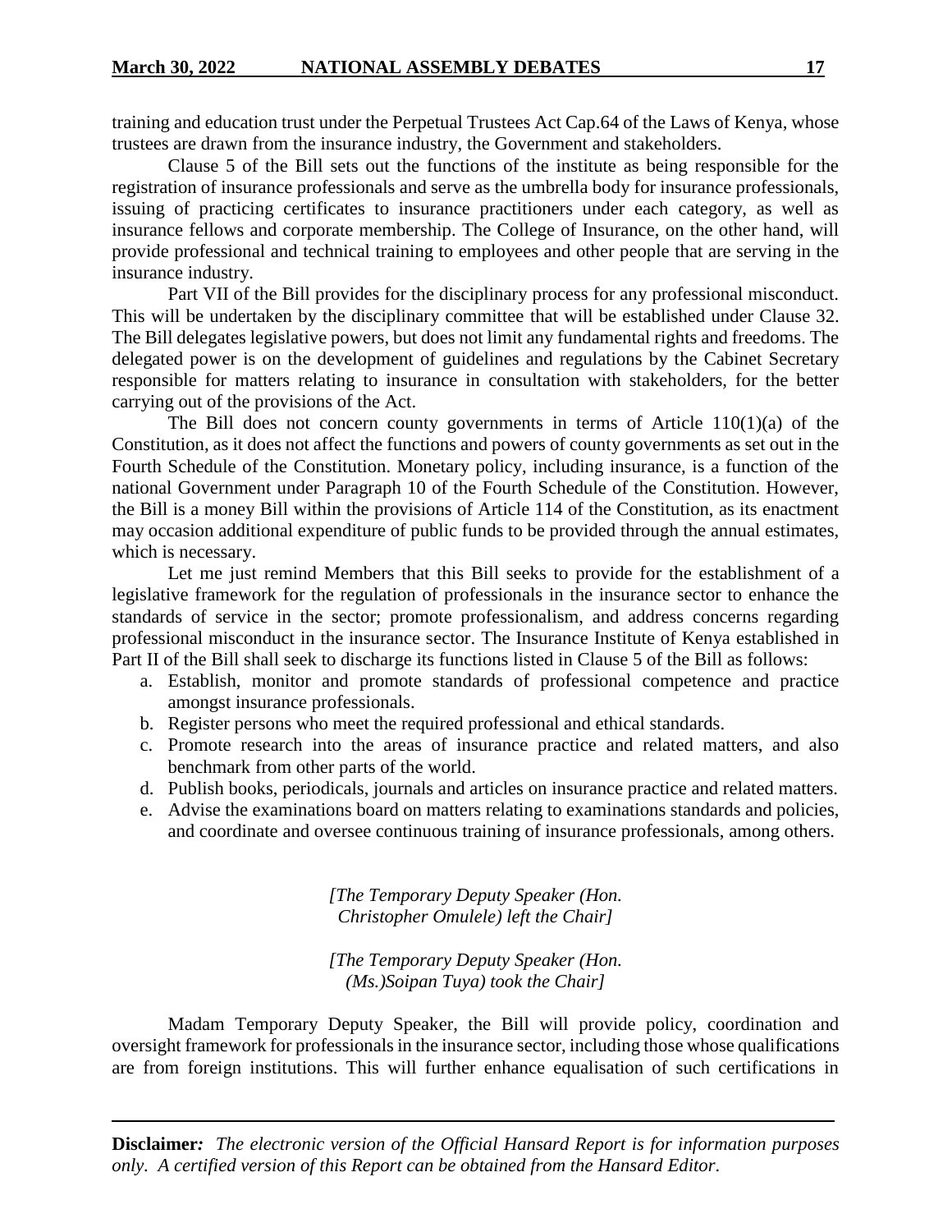training and education trust under the Perpetual Trustees Act Cap.64 of the Laws of Kenya, whose trustees are drawn from the insurance industry, the Government and stakeholders.

Clause 5 of the Bill sets out the functions of the institute as being responsible for the registration of insurance professionals and serve as the umbrella body for insurance professionals, issuing of practicing certificates to insurance practitioners under each category, as well as insurance fellows and corporate membership. The College of Insurance, on the other hand, will provide professional and technical training to employees and other people that are serving in the insurance industry.

Part VII of the Bill provides for the disciplinary process for any professional misconduct. This will be undertaken by the disciplinary committee that will be established under Clause 32. The Bill delegates legislative powers, but does not limit any fundamental rights and freedoms. The delegated power is on the development of guidelines and regulations by the Cabinet Secretary responsible for matters relating to insurance in consultation with stakeholders, for the better carrying out of the provisions of the Act.

The Bill does not concern county governments in terms of Article 110(1)(a) of the Constitution, as it does not affect the functions and powers of county governments as set out in the Fourth Schedule of the Constitution. Monetary policy, including insurance, is a function of the national Government under Paragraph 10 of the Fourth Schedule of the Constitution. However, the Bill is a money Bill within the provisions of Article 114 of the Constitution, as its enactment may occasion additional expenditure of public funds to be provided through the annual estimates, which is necessary.

Let me just remind Members that this Bill seeks to provide for the establishment of a legislative framework for the regulation of professionals in the insurance sector to enhance the standards of service in the sector; promote professionalism, and address concerns regarding professional misconduct in the insurance sector. The Insurance Institute of Kenya established in Part II of the Bill shall seek to discharge its functions listed in Clause 5 of the Bill as follows:

a. Establish, monitor and promote standards of professional competence and practice amongst insurance professionals.
b. Register persons who meet the required professional and ethical standards.
c. Promote research into the areas of insurance practice and related matters, and also benchmark from other parts of the world.
d. Publish books, periodicals, journals and articles on insurance practice and related matters.
e. Advise the examinations board on matters relating to examinations standards and policies, and coordinate and oversee continuous training of insurance professionals, among others.

*[The Temporary Deputy Speaker (Hon. Christopher Omulele) left the Chair]*

*[The Temporary Deputy Speaker (Hon. (Ms.)Soipan Tuya) took the Chair]*

Madam Temporary Deputy Speaker, the Bill will provide policy, coordination and oversight framework for professionals in the insurance sector, including those whose qualifications are from foreign institutions. This will further enhance equalisation of such certifications in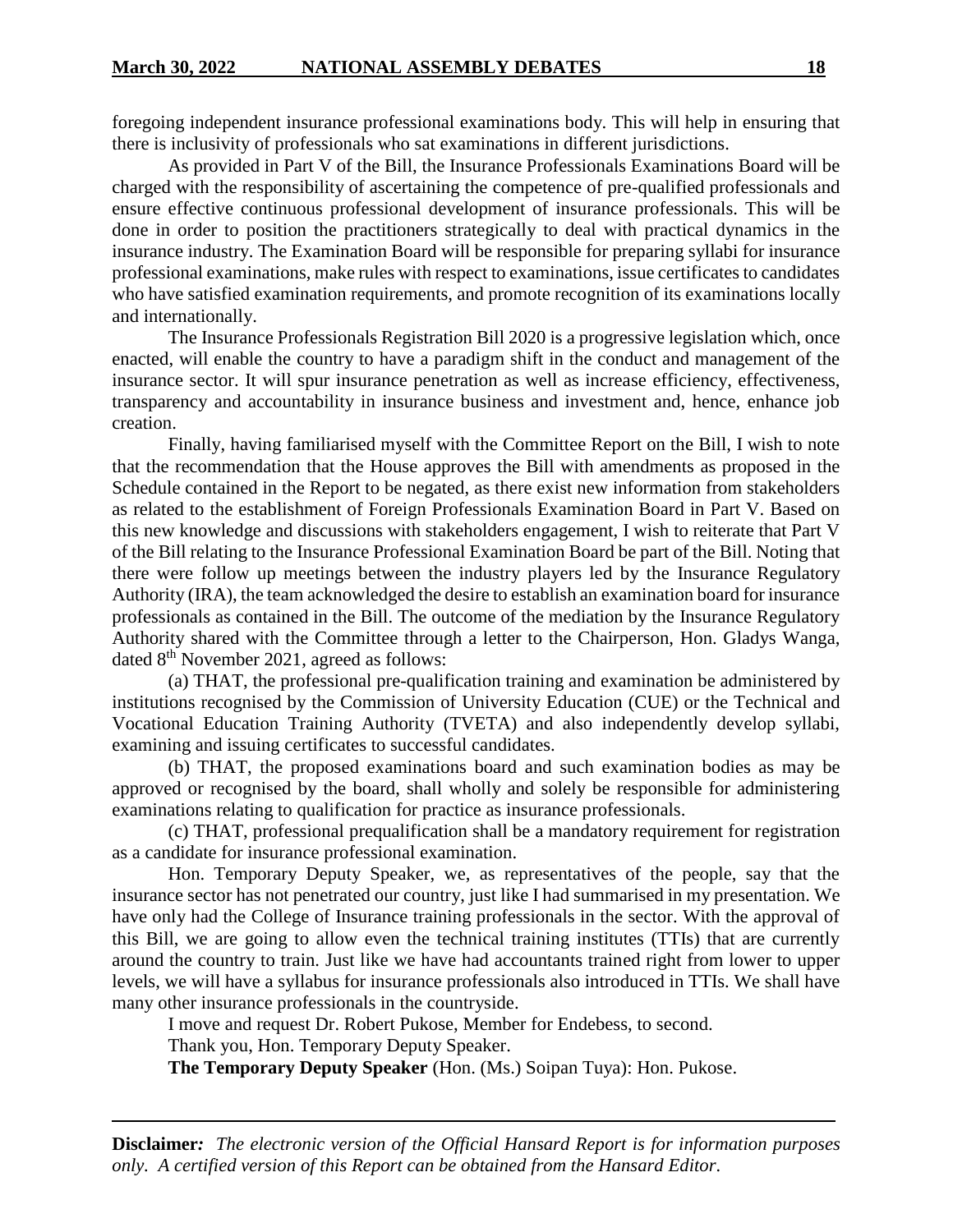foregoing independent insurance professional examinations body. This will help in ensuring that there is inclusivity of professionals who sat examinations in different jurisdictions.

As provided in Part V of the Bill, the Insurance Professionals Examinations Board will be charged with the responsibility of ascertaining the competence of pre-qualified professionals and ensure effective continuous professional development of insurance professionals. This will be done in order to position the practitioners strategically to deal with practical dynamics in the insurance industry. The Examination Board will be responsible for preparing syllabi for insurance professional examinations, make rules with respect to examinations, issue certificates to candidates who have satisfied examination requirements, and promote recognition of its examinations locally and internationally.

The Insurance Professionals Registration Bill 2020 is a progressive legislation which, once enacted, will enable the country to have a paradigm shift in the conduct and management of the insurance sector. It will spur insurance penetration as well as increase efficiency, effectiveness, transparency and accountability in insurance business and investment and, hence, enhance job creation.

Finally, having familiarised myself with the Committee Report on the Bill, I wish to note that the recommendation that the House approves the Bill with amendments as proposed in the Schedule contained in the Report to be negated, as there exist new information from stakeholders as related to the establishment of Foreign Professionals Examination Board in Part V. Based on this new knowledge and discussions with stakeholders engagement, I wish to reiterate that Part V of the Bill relating to the Insurance Professional Examination Board be part of the Bill. Noting that there were follow up meetings between the industry players led by the Insurance Regulatory Authority (IRA), the team acknowledged the desire to establish an examination board for insurance professionals as contained in the Bill. The outcome of the mediation by the Insurance Regulatory Authority shared with the Committee through a letter to the Chairperson, Hon. Gladys Wanga, dated 8th November 2021, agreed as follows:

(a) THAT, the professional pre-qualification training and examination be administered by institutions recognised by the Commission of University Education (CUE) or the Technical and Vocational Education Training Authority (TVETA) and also independently develop syllabi, examining and issuing certificates to successful candidates.

(b) THAT, the proposed examinations board and such examination bodies as may be approved or recognised by the board, shall wholly and solely be responsible for administering examinations relating to qualification for practice as insurance professionals.

(c) THAT, professional prequalification shall be a mandatory requirement for registration as a candidate for insurance professional examination.

Hon. Temporary Deputy Speaker, we, as representatives of the people, say that the insurance sector has not penetrated our country, just like I had summarised in my presentation. We have only had the College of Insurance training professionals in the sector. With the approval of this Bill, we are going to allow even the technical training institutes (TTIs) that are currently around the country to train. Just like we have had accountants trained right from lower to upper levels, we will have a syllabus for insurance professionals also introduced in TTIs. We shall have many other insurance professionals in the countryside.

I move and request Dr. Robert Pukose, Member for Endebess, to second.

Thank you, Hon. Temporary Deputy Speaker.

**The Temporary Deputy Speaker** (Hon. (Ms.) Soipan Tuya): Hon. Pukose.

**Disclaimer***:* *The electronic version of the Official Hansard Report is for information purposes only. A certified version of this Report can be obtained from the Hansard Editor.*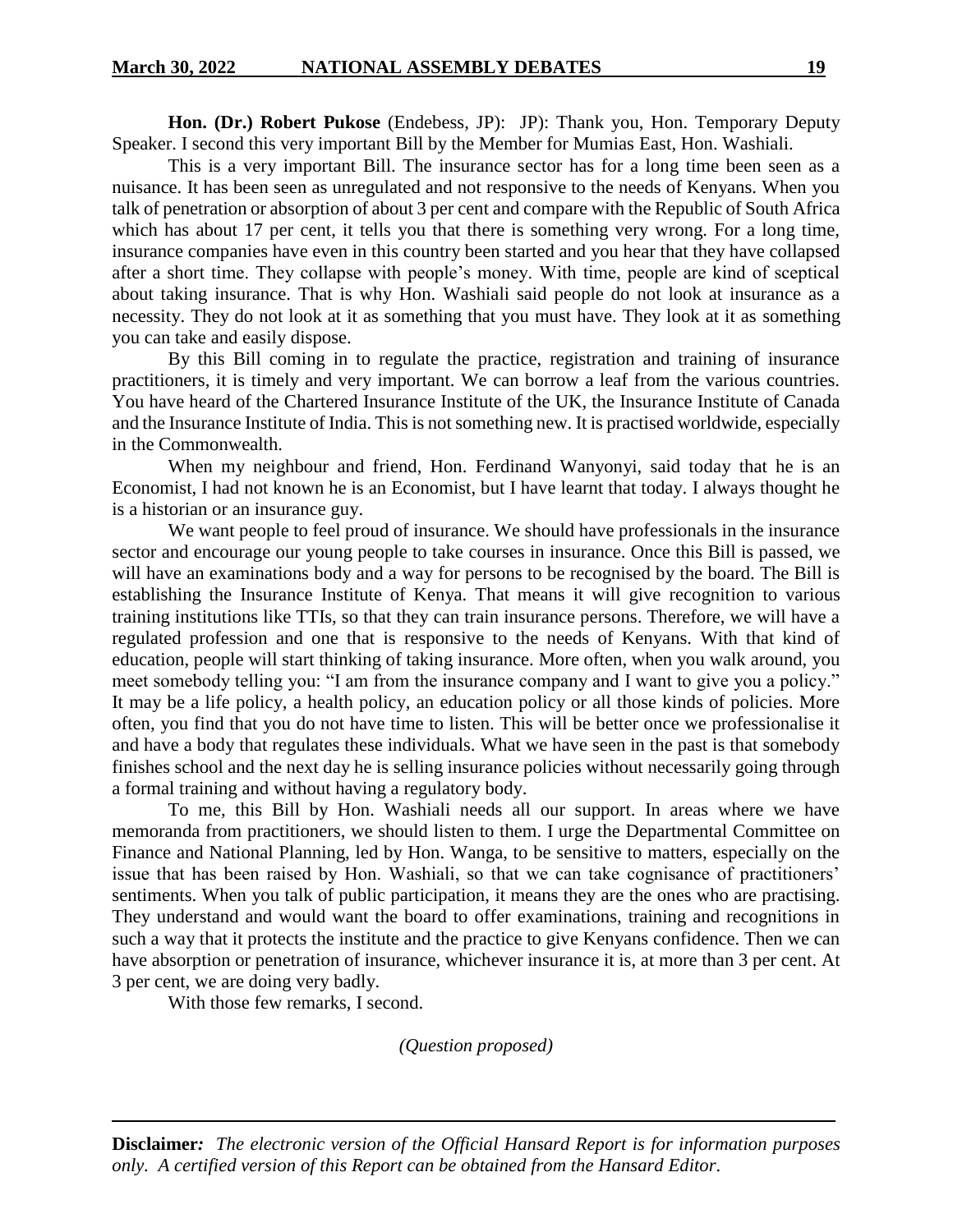**Hon. (Dr.) Robert Pukose** (Endebess, JP): JP): Thank you, Hon. Temporary Deputy Speaker. I second this very important Bill by the Member for Mumias East, Hon. Washiali.

This is a very important Bill. The insurance sector has for a long time been seen as a nuisance. It has been seen as unregulated and not responsive to the needs of Kenyans. When you talk of penetration or absorption of about 3 per cent and compare with the Republic of South Africa which has about 17 per cent, it tells you that there is something very wrong. For a long time, insurance companies have even in this country been started and you hear that they have collapsed after a short time. They collapse with people's money. With time, people are kind of sceptical about taking insurance. That is why Hon. Washiali said people do not look at insurance as a necessity. They do not look at it as something that you must have. They look at it as something you can take and easily dispose.

By this Bill coming in to regulate the practice, registration and training of insurance practitioners, it is timely and very important. We can borrow a leaf from the various countries. You have heard of the Chartered Insurance Institute of the UK, the Insurance Institute of Canada and the Insurance Institute of India. This is not something new. It is practised worldwide, especially in the Commonwealth.

When my neighbour and friend, Hon. Ferdinand Wanyonyi, said today that he is an Economist, I had not known he is an Economist, but I have learnt that today. I always thought he is a historian or an insurance guy.

We want people to feel proud of insurance. We should have professionals in the insurance sector and encourage our young people to take courses in insurance. Once this Bill is passed, we will have an examinations body and a way for persons to be recognised by the board. The Bill is establishing the Insurance Institute of Kenya. That means it will give recognition to various training institutions like TTIs, so that they can train insurance persons. Therefore, we will have a regulated profession and one that is responsive to the needs of Kenyans. With that kind of education, people will start thinking of taking insurance. More often, when you walk around, you meet somebody telling you: "I am from the insurance company and I want to give you a policy." It may be a life policy, a health policy, an education policy or all those kinds of policies. More often, you find that you do not have time to listen. This will be better once we professionalise it and have a body that regulates these individuals. What we have seen in the past is that somebody finishes school and the next day he is selling insurance policies without necessarily going through a formal training and without having a regulatory body.

To me, this Bill by Hon. Washiali needs all our support. In areas where we have memoranda from practitioners, we should listen to them. I urge the Departmental Committee on Finance and National Planning, led by Hon. Wanga, to be sensitive to matters, especially on the issue that has been raised by Hon. Washiali, so that we can take cognisance of practitioners' sentiments. When you talk of public participation, it means they are the ones who are practising. They understand and would want the board to offer examinations, training and recognitions in such a way that it protects the institute and the practice to give Kenyans confidence. Then we can have absorption or penetration of insurance, whichever insurance it is, at more than 3 per cent. At 3 per cent, we are doing very badly.

With those few remarks, I second.

*(Question proposed)*

**Disclaimer***:* *The electronic version of the Official Hansard Report is for information purposes only. A certified version of this Report can be obtained from the Hansard Editor.*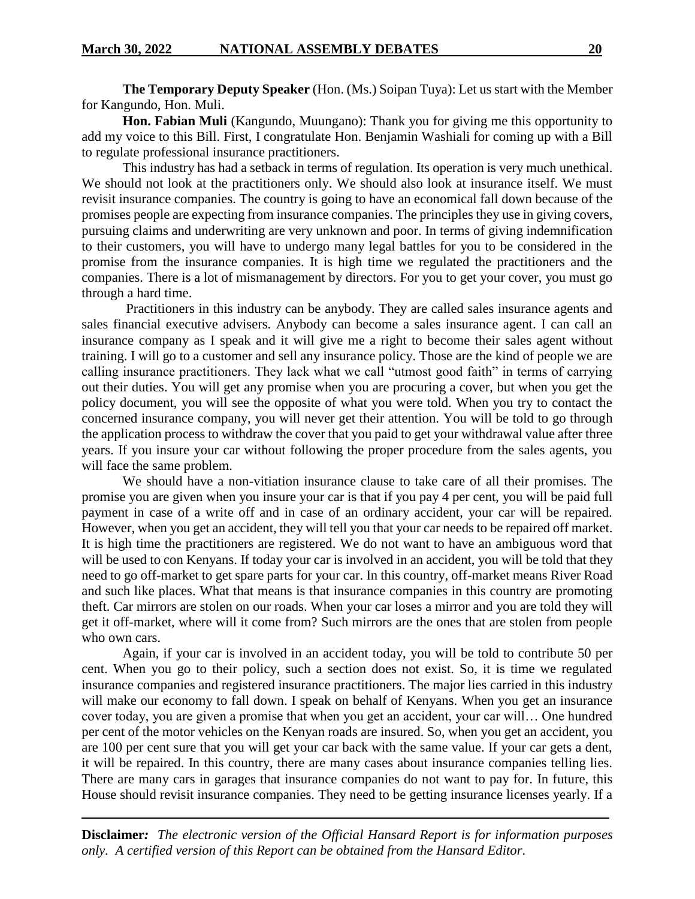**The Temporary Deputy Speaker** (Hon. (Ms.) Soipan Tuya): Let us start with the Member for Kangundo, Hon. Muli.

**Hon. Fabian Muli** (Kangundo, Muungano): Thank you for giving me this opportunity to add my voice to this Bill. First, I congratulate Hon. Benjamin Washiali for coming up with a Bill to regulate professional insurance practitioners.

This industry has had a setback in terms of regulation. Its operation is very much unethical. We should not look at the practitioners only. We should also look at insurance itself. We must revisit insurance companies. The country is going to have an economical fall down because of the promises people are expecting from insurance companies. The principles they use in giving covers, pursuing claims and underwriting are very unknown and poor. In terms of giving indemnification to their customers, you will have to undergo many legal battles for you to be considered in the promise from the insurance companies. It is high time we regulated the practitioners and the companies. There is a lot of mismanagement by directors. For you to get your cover, you must go through a hard time.

Practitioners in this industry can be anybody. They are called sales insurance agents and sales financial executive advisers. Anybody can become a sales insurance agent. I can call an insurance company as I speak and it will give me a right to become their sales agent without training. I will go to a customer and sell any insurance policy. Those are the kind of people we are calling insurance practitioners. They lack what we call "utmost good faith" in terms of carrying out their duties. You will get any promise when you are procuring a cover, but when you get the policy document, you will see the opposite of what you were told. When you try to contact the concerned insurance company, you will never get their attention. You will be told to go through the application process to withdraw the cover that you paid to get your withdrawal value after three years. If you insure your car without following the proper procedure from the sales agents, you will face the same problem.

We should have a non-vitiation insurance clause to take care of all their promises. The promise you are given when you insure your car is that if you pay 4 per cent, you will be paid full payment in case of a write off and in case of an ordinary accident, your car will be repaired. However, when you get an accident, they will tell you that your car needs to be repaired off market. It is high time the practitioners are registered. We do not want to have an ambiguous word that will be used to con Kenyans. If today your car is involved in an accident, you will be told that they need to go off-market to get spare parts for your car. In this country, off-market means River Road and such like places. What that means is that insurance companies in this country are promoting theft. Car mirrors are stolen on our roads. When your car loses a mirror and you are told they will get it off-market, where will it come from? Such mirrors are the ones that are stolen from people who own cars.

Again, if your car is involved in an accident today, you will be told to contribute 50 per cent. When you go to their policy, such a section does not exist. So, it is time we regulated insurance companies and registered insurance practitioners. The major lies carried in this industry will make our economy to fall down. I speak on behalf of Kenyans. When you get an insurance cover today, you are given a promise that when you get an accident, your car will… One hundred per cent of the motor vehicles on the Kenyan roads are insured. So, when you get an accident, you are 100 per cent sure that you will get your car back with the same value. If your car gets a dent, it will be repaired. In this country, there are many cases about insurance companies telling lies. There are many cars in garages that insurance companies do not want to pay for. In future, this House should revisit insurance companies. They need to be getting insurance licenses yearly. If a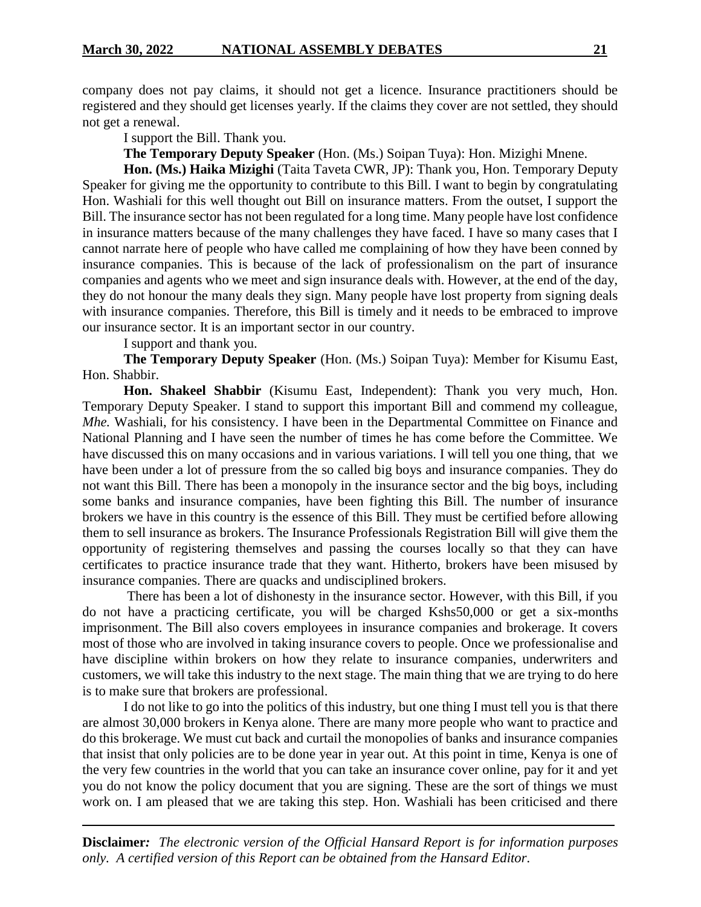company does not pay claims, it should not get a licence. Insurance practitioners should be registered and they should get licenses yearly. If the claims they cover are not settled, they should not get a renewal.

I support the Bill. Thank you.

**The Temporary Deputy Speaker** (Hon. (Ms.) Soipan Tuya): Hon. Mizighi Mnene.

**Hon. (Ms.) Haika Mizighi** (Taita Taveta CWR, JP): Thank you, Hon. Temporary Deputy Speaker for giving me the opportunity to contribute to this Bill. I want to begin by congratulating Hon. Washiali for this well thought out Bill on insurance matters. From the outset, I support the Bill. The insurance sector has not been regulated for a long time. Many people have lost confidence in insurance matters because of the many challenges they have faced. I have so many cases that I cannot narrate here of people who have called me complaining of how they have been conned by insurance companies. This is because of the lack of professionalism on the part of insurance companies and agents who we meet and sign insurance deals with. However, at the end of the day, they do not honour the many deals they sign. Many people have lost property from signing deals with insurance companies. Therefore, this Bill is timely and it needs to be embraced to improve our insurance sector. It is an important sector in our country.

I support and thank you.

**The Temporary Deputy Speaker** (Hon. (Ms.) Soipan Tuya): Member for Kisumu East, Hon. Shabbir.

**Hon. Shakeel Shabbir** (Kisumu East, Independent): Thank you very much, Hon. Temporary Deputy Speaker. I stand to support this important Bill and commend my colleague, *Mhe.* Washiali, for his consistency. I have been in the Departmental Committee on Finance and National Planning and I have seen the number of times he has come before the Committee. We have discussed this on many occasions and in various variations. I will tell you one thing, that we have been under a lot of pressure from the so called big boys and insurance companies. They do not want this Bill. There has been a monopoly in the insurance sector and the big boys, including some banks and insurance companies, have been fighting this Bill. The number of insurance brokers we have in this country is the essence of this Bill. They must be certified before allowing them to sell insurance as brokers. The Insurance Professionals Registration Bill will give them the opportunity of registering themselves and passing the courses locally so that they can have certificates to practice insurance trade that they want. Hitherto, brokers have been misused by insurance companies. There are quacks and undisciplined brokers.

There has been a lot of dishonesty in the insurance sector. However, with this Bill, if you do not have a practicing certificate, you will be charged Kshs50,000 or get a six-months imprisonment. The Bill also covers employees in insurance companies and brokerage. It covers most of those who are involved in taking insurance covers to people. Once we professionalise and have discipline within brokers on how they relate to insurance companies, underwriters and customers, we will take this industry to the next stage. The main thing that we are trying to do here is to make sure that brokers are professional.

I do not like to go into the politics of this industry, but one thing I must tell you is that there are almost 30,000 brokers in Kenya alone. There are many more people who want to practice and do this brokerage. We must cut back and curtail the monopolies of banks and insurance companies that insist that only policies are to be done year in year out. At this point in time, Kenya is one of the very few countries in the world that you can take an insurance cover online, pay for it and yet you do not know the policy document that you are signing. These are the sort of things we must work on. I am pleased that we are taking this step. Hon. Washiali has been criticised and there

**Disclaimer***:* *The electronic version of the Official Hansard Report is for information purposes only. A certified version of this Report can be obtained from the Hansard Editor.*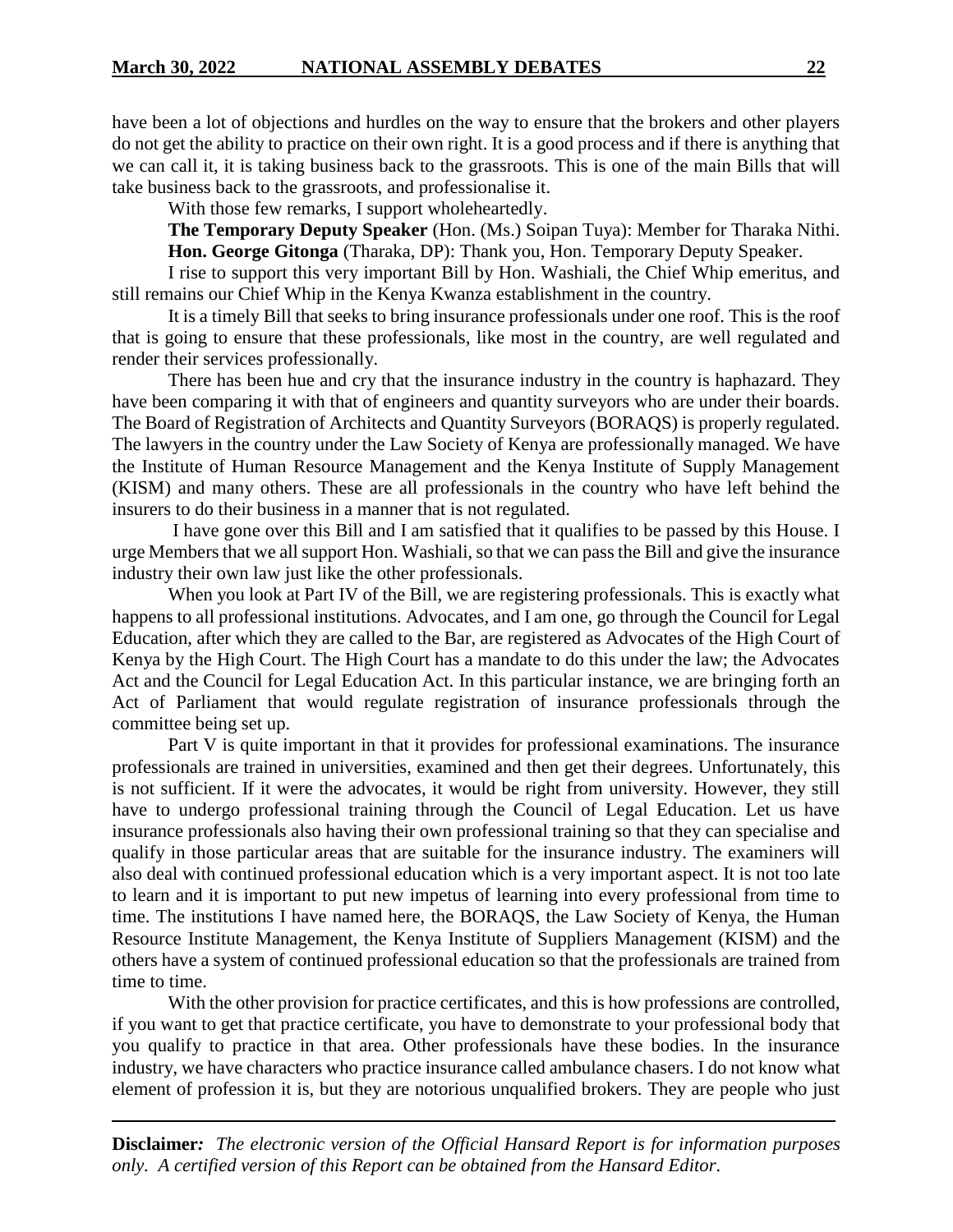have been a lot of objections and hurdles on the way to ensure that the brokers and other players do not get the ability to practice on their own right. It is a good process and if there is anything that we can call it, it is taking business back to the grassroots. This is one of the main Bills that will take business back to the grassroots, and professionalise it.

With those few remarks, I support wholeheartedly.

**The Temporary Deputy Speaker** (Hon. (Ms.) Soipan Tuya): Member for Tharaka Nithi.

**Hon. George Gitonga** (Tharaka, DP): Thank you, Hon. Temporary Deputy Speaker.

I rise to support this very important Bill by Hon. Washiali, the Chief Whip emeritus, and still remains our Chief Whip in the Kenya Kwanza establishment in the country.

It is a timely Bill that seeks to bring insurance professionals under one roof. This is the roof that is going to ensure that these professionals, like most in the country, are well regulated and render their services professionally.

There has been hue and cry that the insurance industry in the country is haphazard. They have been comparing it with that of engineers and quantity surveyors who are under their boards. The Board of Registration of Architects and Quantity Surveyors (BORAQS) is properly regulated. The lawyers in the country under the Law Society of Kenya are professionally managed. We have the Institute of Human Resource Management and the Kenya Institute of Supply Management (KISM) and many others. These are all professionals in the country who have left behind the insurers to do their business in a manner that is not regulated.

I have gone over this Bill and I am satisfied that it qualifies to be passed by this House. I urge Members that we all support Hon. Washiali, so that we can pass the Bill and give the insurance industry their own law just like the other professionals.

When you look at Part IV of the Bill, we are registering professionals. This is exactly what happens to all professional institutions. Advocates, and I am one, go through the Council for Legal Education, after which they are called to the Bar, are registered as Advocates of the High Court of Kenya by the High Court. The High Court has a mandate to do this under the law; the Advocates Act and the Council for Legal Education Act. In this particular instance, we are bringing forth an Act of Parliament that would regulate registration of insurance professionals through the committee being set up.

Part V is quite important in that it provides for professional examinations. The insurance professionals are trained in universities, examined and then get their degrees. Unfortunately, this is not sufficient. If it were the advocates, it would be right from university. However, they still have to undergo professional training through the Council of Legal Education. Let us have insurance professionals also having their own professional training so that they can specialise and qualify in those particular areas that are suitable for the insurance industry. The examiners will also deal with continued professional education which is a very important aspect. It is not too late to learn and it is important to put new impetus of learning into every professional from time to time. The institutions I have named here, the BORAQS, the Law Society of Kenya, the Human Resource Institute Management, the Kenya Institute of Suppliers Management (KISM) and the others have a system of continued professional education so that the professionals are trained from time to time.

With the other provision for practice certificates, and this is how professions are controlled, if you want to get that practice certificate, you have to demonstrate to your professional body that you qualify to practice in that area. Other professionals have these bodies. In the insurance industry, we have characters who practice insurance called ambulance chasers. I do not know what element of profession it is, but they are notorious unqualified brokers. They are people who just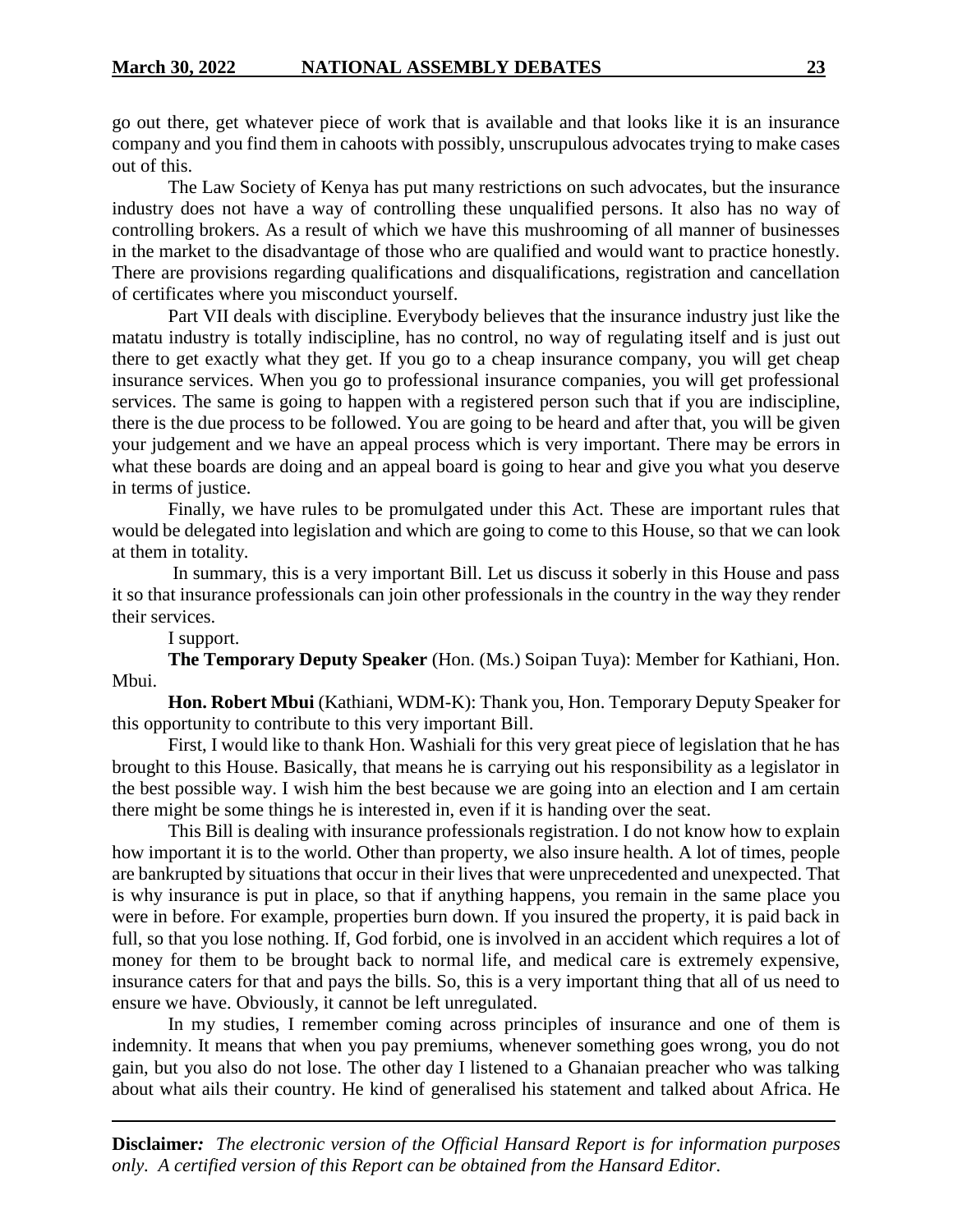go out there, get whatever piece of work that is available and that looks like it is an insurance company and you find them in cahoots with possibly, unscrupulous advocates trying to make cases out of this.

The Law Society of Kenya has put many restrictions on such advocates, but the insurance industry does not have a way of controlling these unqualified persons. It also has no way of controlling brokers. As a result of which we have this mushrooming of all manner of businesses in the market to the disadvantage of those who are qualified and would want to practice honestly. There are provisions regarding qualifications and disqualifications, registration and cancellation of certificates where you misconduct yourself.

Part VII deals with discipline. Everybody believes that the insurance industry just like the matatu industry is totally indiscipline, has no control, no way of regulating itself and is just out there to get exactly what they get. If you go to a cheap insurance company, you will get cheap insurance services. When you go to professional insurance companies, you will get professional services. The same is going to happen with a registered person such that if you are indiscipline, there is the due process to be followed. You are going to be heard and after that, you will be given your judgement and we have an appeal process which is very important. There may be errors in what these boards are doing and an appeal board is going to hear and give you what you deserve in terms of justice.

Finally, we have rules to be promulgated under this Act. These are important rules that would be delegated into legislation and which are going to come to this House, so that we can look at them in totality.

In summary, this is a very important Bill. Let us discuss it soberly in this House and pass it so that insurance professionals can join other professionals in the country in the way they render their services.

I support.

**The Temporary Deputy Speaker** (Hon. (Ms.) Soipan Tuya): Member for Kathiani, Hon. Mbui.

**Hon. Robert Mbui** (Kathiani, WDM-K): Thank you, Hon. Temporary Deputy Speaker for this opportunity to contribute to this very important Bill.

First, I would like to thank Hon. Washiali for this very great piece of legislation that he has brought to this House. Basically, that means he is carrying out his responsibility as a legislator in the best possible way. I wish him the best because we are going into an election and I am certain there might be some things he is interested in, even if it is handing over the seat.

This Bill is dealing with insurance professionals registration. I do not know how to explain how important it is to the world. Other than property, we also insure health. A lot of times, people are bankrupted by situations that occur in their lives that were unprecedented and unexpected. That is why insurance is put in place, so that if anything happens, you remain in the same place you were in before. For example, properties burn down. If you insured the property, it is paid back in full, so that you lose nothing. If, God forbid, one is involved in an accident which requires a lot of money for them to be brought back to normal life, and medical care is extremely expensive, insurance caters for that and pays the bills. So, this is a very important thing that all of us need to ensure we have. Obviously, it cannot be left unregulated.

In my studies, I remember coming across principles of insurance and one of them is indemnity. It means that when you pay premiums, whenever something goes wrong, you do not gain, but you also do not lose. The other day I listened to a Ghanaian preacher who was talking about what ails their country. He kind of generalised his statement and talked about Africa. He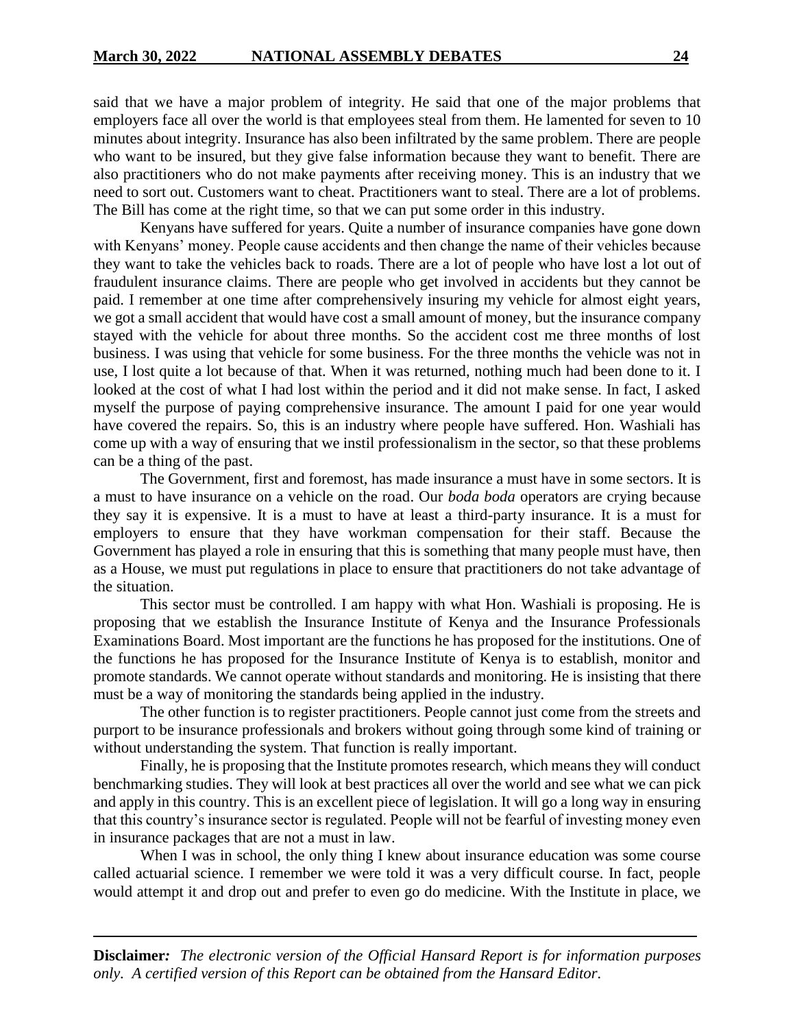said that we have a major problem of integrity. He said that one of the major problems that employers face all over the world is that employees steal from them. He lamented for seven to 10 minutes about integrity. Insurance has also been infiltrated by the same problem. There are people who want to be insured, but they give false information because they want to benefit. There are also practitioners who do not make payments after receiving money. This is an industry that we need to sort out. Customers want to cheat. Practitioners want to steal. There are a lot of problems. The Bill has come at the right time, so that we can put some order in this industry.

Kenyans have suffered for years. Quite a number of insurance companies have gone down with Kenyans' money. People cause accidents and then change the name of their vehicles because they want to take the vehicles back to roads. There are a lot of people who have lost a lot out of fraudulent insurance claims. There are people who get involved in accidents but they cannot be paid. I remember at one time after comprehensively insuring my vehicle for almost eight years, we got a small accident that would have cost a small amount of money, but the insurance company stayed with the vehicle for about three months. So the accident cost me three months of lost business. I was using that vehicle for some business. For the three months the vehicle was not in use, I lost quite a lot because of that. When it was returned, nothing much had been done to it. I looked at the cost of what I had lost within the period and it did not make sense. In fact, I asked myself the purpose of paying comprehensive insurance. The amount I paid for one year would have covered the repairs. So, this is an industry where people have suffered. Hon. Washiali has come up with a way of ensuring that we instil professionalism in the sector, so that these problems can be a thing of the past.

The Government, first and foremost, has made insurance a must have in some sectors. It is a must to have insurance on a vehicle on the road. Our *boda boda* operators are crying because they say it is expensive. It is a must to have at least a third-party insurance. It is a must for employers to ensure that they have workman compensation for their staff. Because the Government has played a role in ensuring that this is something that many people must have, then as a House, we must put regulations in place to ensure that practitioners do not take advantage of the situation.

This sector must be controlled. I am happy with what Hon. Washiali is proposing. He is proposing that we establish the Insurance Institute of Kenya and the Insurance Professionals Examinations Board. Most important are the functions he has proposed for the institutions. One of the functions he has proposed for the Insurance Institute of Kenya is to establish, monitor and promote standards. We cannot operate without standards and monitoring. He is insisting that there must be a way of monitoring the standards being applied in the industry.

The other function is to register practitioners. People cannot just come from the streets and purport to be insurance professionals and brokers without going through some kind of training or without understanding the system. That function is really important.

Finally, he is proposing that the Institute promotes research, which means they will conduct benchmarking studies. They will look at best practices all over the world and see what we can pick and apply in this country. This is an excellent piece of legislation. It will go a long way in ensuring that this country's insurance sector is regulated. People will not be fearful of investing money even in insurance packages that are not a must in law.

When I was in school, the only thing I knew about insurance education was some course called actuarial science. I remember we were told it was a very difficult course. In fact, people would attempt it and drop out and prefer to even go do medicine. With the Institute in place, we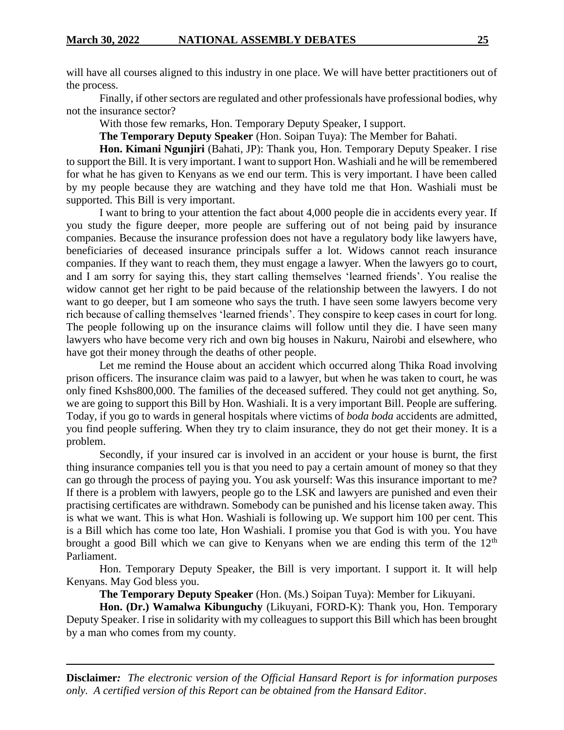will have all courses aligned to this industry in one place. We will have better practitioners out of the process.

Finally, if other sectors are regulated and other professionals have professional bodies, why not the insurance sector?

With those few remarks, Hon. Temporary Deputy Speaker, I support.

**The Temporary Deputy Speaker** (Hon. Soipan Tuya): The Member for Bahati.

**Hon. Kimani Ngunjiri** (Bahati, JP): Thank you, Hon. Temporary Deputy Speaker. I rise to support the Bill. It is very important. I want to support Hon. Washiali and he will be remembered for what he has given to Kenyans as we end our term. This is very important. I have been called by my people because they are watching and they have told me that Hon. Washiali must be supported. This Bill is very important.

I want to bring to your attention the fact about 4,000 people die in accidents every year. If you study the figure deeper, more people are suffering out of not being paid by insurance companies. Because the insurance profession does not have a regulatory body like lawyers have, beneficiaries of deceased insurance principals suffer a lot. Widows cannot reach insurance companies. If they want to reach them, they must engage a lawyer. When the lawyers go to court, and I am sorry for saying this, they start calling themselves 'learned friends'. You realise the widow cannot get her right to be paid because of the relationship between the lawyers. I do not want to go deeper, but I am someone who says the truth. I have seen some lawyers become very rich because of calling themselves 'learned friends'. They conspire to keep cases in court for long. The people following up on the insurance claims will follow until they die. I have seen many lawyers who have become very rich and own big houses in Nakuru, Nairobi and elsewhere, who have got their money through the deaths of other people.

Let me remind the House about an accident which occurred along Thika Road involving prison officers. The insurance claim was paid to a lawyer, but when he was taken to court, he was only fined Kshs800,000. The families of the deceased suffered. They could not get anything. So, we are going to support this Bill by Hon. Washiali. It is a very important Bill. People are suffering. Today, if you go to wards in general hospitals where victims of *boda boda* accidents are admitted, you find people suffering. When they try to claim insurance, they do not get their money. It is a problem.

Secondly, if your insured car is involved in an accident or your house is burnt, the first thing insurance companies tell you is that you need to pay a certain amount of money so that they can go through the process of paying you. You ask yourself: Was this insurance important to me? If there is a problem with lawyers, people go to the LSK and lawyers are punished and even their practising certificates are withdrawn. Somebody can be punished and his license taken away. This is what we want. This is what Hon. Washiali is following up. We support him 100 per cent. This is a Bill which has come too late, Hon Washiali. I promise you that God is with you. You have brought a good Bill which we can give to Kenyans when we are ending this term of the 12th Parliament.

Hon. Temporary Deputy Speaker, the Bill is very important. I support it. It will help Kenyans. May God bless you.

**The Temporary Deputy Speaker** (Hon. (Ms.) Soipan Tuya): Member for Likuyani.

**Hon. (Dr.) Wamalwa Kibunguchy** (Likuyani, FORD-K): Thank you, Hon. Temporary Deputy Speaker. I rise in solidarity with my colleagues to support this Bill which has been brought by a man who comes from my county.

**Disclaimer***:* *The electronic version of the Official Hansard Report is for information purposes only. A certified version of this Report can be obtained from the Hansard Editor.*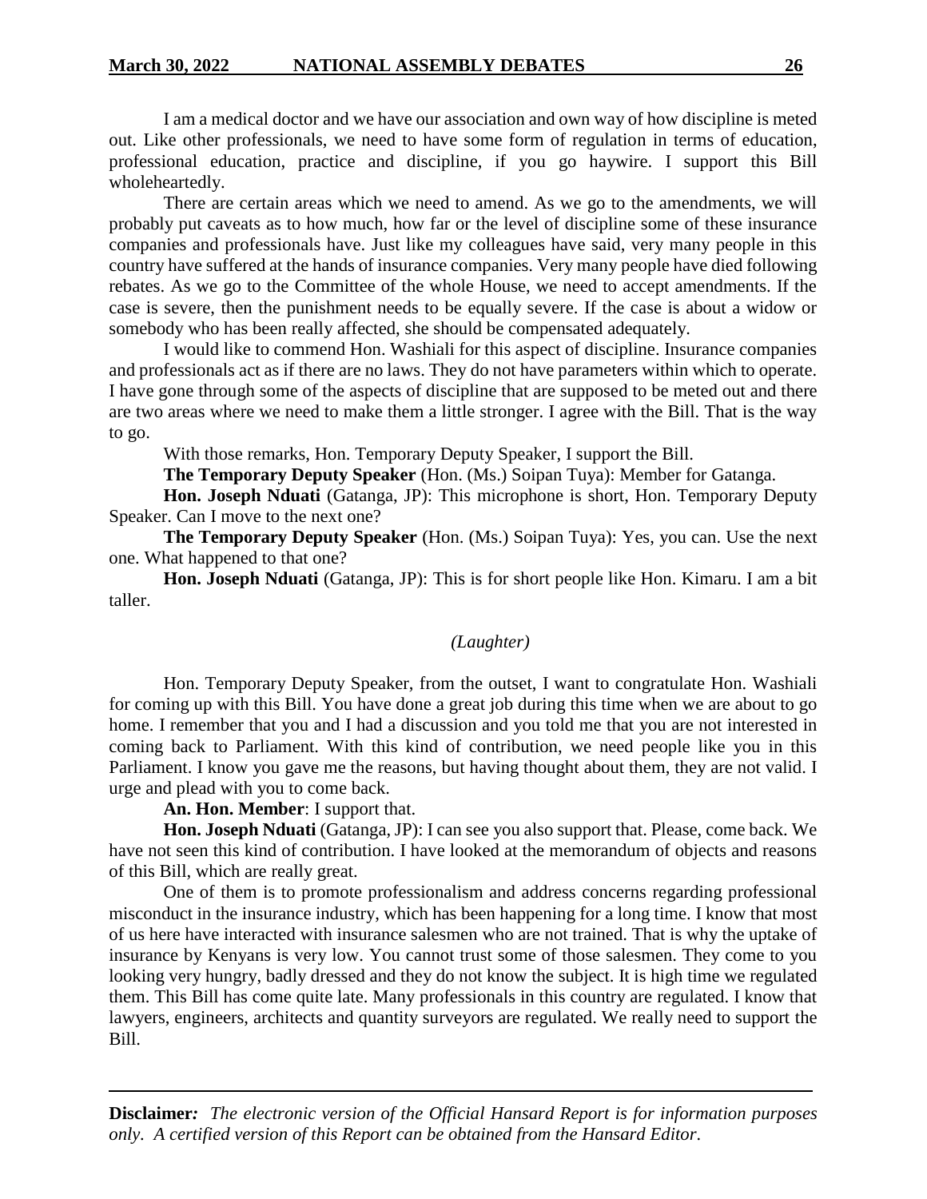I am a medical doctor and we have our association and own way of how discipline is meted out. Like other professionals, we need to have some form of regulation in terms of education, professional education, practice and discipline, if you go haywire. I support this Bill wholeheartedly.

There are certain areas which we need to amend. As we go to the amendments, we will probably put caveats as to how much, how far or the level of discipline some of these insurance companies and professionals have. Just like my colleagues have said, very many people in this country have suffered at the hands of insurance companies. Very many people have died following rebates. As we go to the Committee of the whole House, we need to accept amendments. If the case is severe, then the punishment needs to be equally severe. If the case is about a widow or somebody who has been really affected, she should be compensated adequately.

I would like to commend Hon. Washiali for this aspect of discipline. Insurance companies and professionals act as if there are no laws. They do not have parameters within which to operate. I have gone through some of the aspects of discipline that are supposed to be meted out and there are two areas where we need to make them a little stronger. I agree with the Bill. That is the way to go.

With those remarks, Hon. Temporary Deputy Speaker, I support the Bill.

**The Temporary Deputy Speaker** (Hon. (Ms.) Soipan Tuya): Member for Gatanga.

**Hon. Joseph Nduati** (Gatanga, JP): This microphone is short, Hon. Temporary Deputy Speaker. Can I move to the next one?

**The Temporary Deputy Speaker** (Hon. (Ms.) Soipan Tuya): Yes, you can. Use the next one. What happened to that one?

**Hon. Joseph Nduati** (Gatanga, JP): This is for short people like Hon. Kimaru. I am a bit taller.

*(Laughter)*

Hon. Temporary Deputy Speaker, from the outset, I want to congratulate Hon. Washiali for coming up with this Bill. You have done a great job during this time when we are about to go home. I remember that you and I had a discussion and you told me that you are not interested in coming back to Parliament. With this kind of contribution, we need people like you in this Parliament. I know you gave me the reasons, but having thought about them, they are not valid. I urge and plead with you to come back.

**An. Hon. Member**: I support that.

**Hon. Joseph Nduati** (Gatanga, JP): I can see you also support that. Please, come back. We have not seen this kind of contribution. I have looked at the memorandum of objects and reasons of this Bill, which are really great.

One of them is to promote professionalism and address concerns regarding professional misconduct in the insurance industry, which has been happening for a long time. I know that most of us here have interacted with insurance salesmen who are not trained. That is why the uptake of insurance by Kenyans is very low. You cannot trust some of those salesmen. They come to you looking very hungry, badly dressed and they do not know the subject. It is high time we regulated them. This Bill has come quite late. Many professionals in this country are regulated. I know that lawyers, engineers, architects and quantity surveyors are regulated. We really need to support the Bill.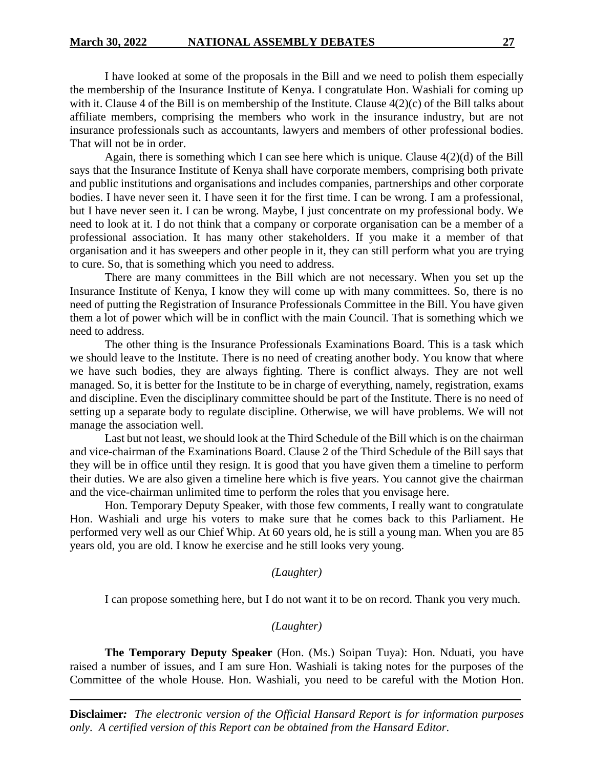I have looked at some of the proposals in the Bill and we need to polish them especially the membership of the Insurance Institute of Kenya. I congratulate Hon. Washiali for coming up with it. Clause 4 of the Bill is on membership of the Institute. Clause 4(2)(c) of the Bill talks about affiliate members, comprising the members who work in the insurance industry, but are not insurance professionals such as accountants, lawyers and members of other professional bodies. That will not be in order.

Again, there is something which I can see here which is unique. Clause 4(2)(d) of the Bill says that the Insurance Institute of Kenya shall have corporate members, comprising both private and public institutions and organisations and includes companies, partnerships and other corporate bodies. I have never seen it. I have seen it for the first time. I can be wrong. I am a professional, but I have never seen it. I can be wrong. Maybe, I just concentrate on my professional body. We need to look at it. I do not think that a company or corporate organisation can be a member of a professional association. It has many other stakeholders. If you make it a member of that organisation and it has sweepers and other people in it, they can still perform what you are trying to cure. So, that is something which you need to address.

There are many committees in the Bill which are not necessary. When you set up the Insurance Institute of Kenya, I know they will come up with many committees. So, there is no need of putting the Registration of Insurance Professionals Committee in the Bill. You have given them a lot of power which will be in conflict with the main Council. That is something which we need to address.

The other thing is the Insurance Professionals Examinations Board. This is a task which we should leave to the Institute. There is no need of creating another body. You know that where we have such bodies, they are always fighting. There is conflict always. They are not well managed. So, it is better for the Institute to be in charge of everything, namely, registration, exams and discipline. Even the disciplinary committee should be part of the Institute. There is no need of setting up a separate body to regulate discipline. Otherwise, we will have problems. We will not manage the association well.

Last but not least, we should look at the Third Schedule of the Bill which is on the chairman and vice-chairman of the Examinations Board. Clause 2 of the Third Schedule of the Bill says that they will be in office until they resign. It is good that you have given them a timeline to perform their duties. We are also given a timeline here which is five years. You cannot give the chairman and the vice-chairman unlimited time to perform the roles that you envisage here.

Hon. Temporary Deputy Speaker, with those few comments, I really want to congratulate Hon. Washiali and urge his voters to make sure that he comes back to this Parliament. He performed very well as our Chief Whip. At 60 years old, he is still a young man. When you are 85 years old, you are old. I know he exercise and he still looks very young.

*(Laughter)*

I can propose something here, but I do not want it to be on record. Thank you very much.

*(Laughter)*

**The Temporary Deputy Speaker** (Hon. (Ms.) Soipan Tuya): Hon. Nduati, you have raised a number of issues, and I am sure Hon. Washiali is taking notes for the purposes of the Committee of the whole House. Hon. Washiali, you need to be careful with the Motion Hon.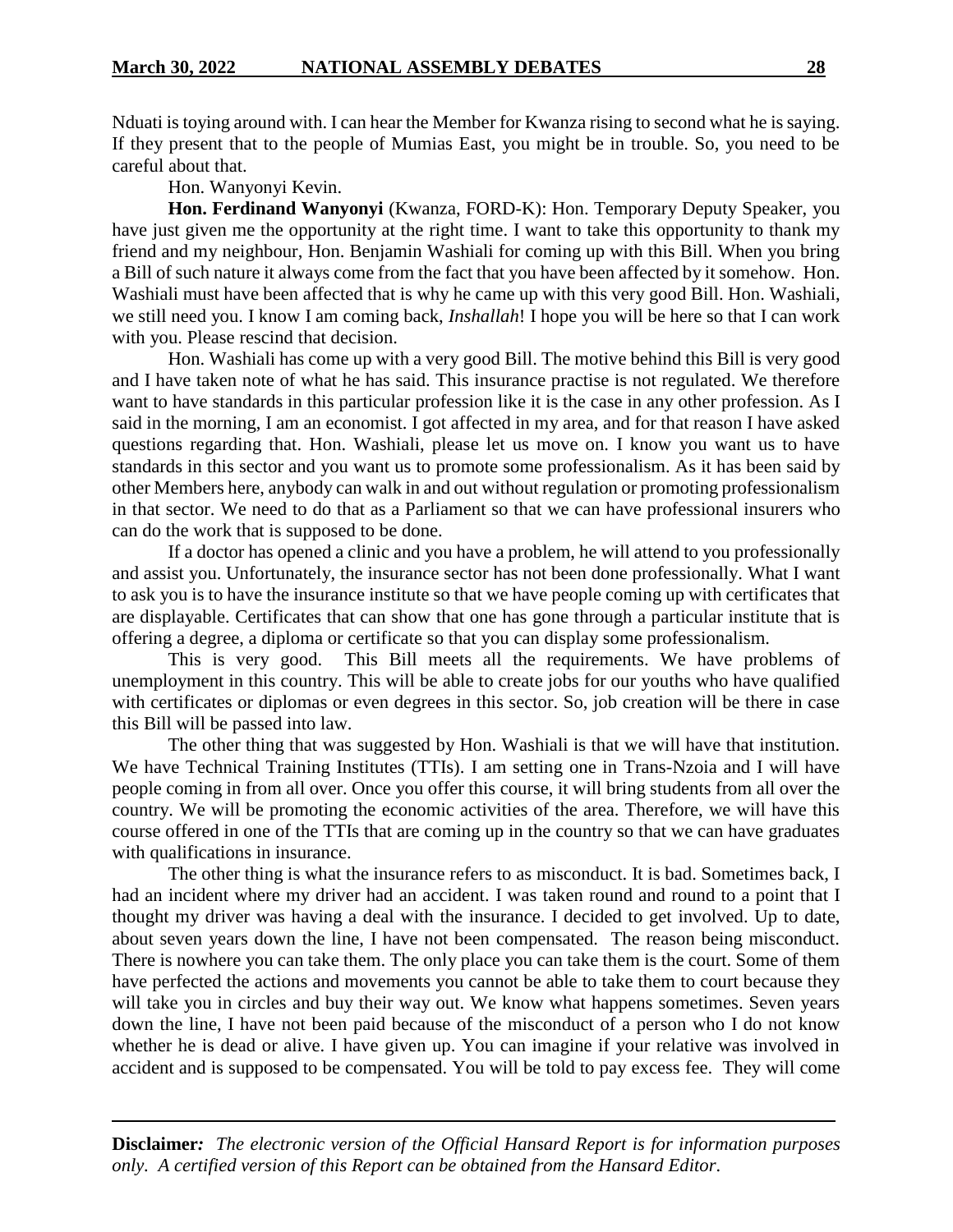Nduati is toying around with. I can hear the Member for Kwanza rising to second what he is saying. If they present that to the people of Mumias East, you might be in trouble. So, you need to be careful about that.

Hon. Wanyonyi Kevin.

**Hon. Ferdinand Wanyonyi** (Kwanza, FORD-K): Hon. Temporary Deputy Speaker, you have just given me the opportunity at the right time. I want to take this opportunity to thank my friend and my neighbour, Hon. Benjamin Washiali for coming up with this Bill. When you bring a Bill of such nature it always come from the fact that you have been affected by it somehow. Hon. Washiali must have been affected that is why he came up with this very good Bill. Hon. Washiali, we still need you. I know I am coming back, *Inshallah*! I hope you will be here so that I can work with you. Please rescind that decision.

Hon. Washiali has come up with a very good Bill. The motive behind this Bill is very good and I have taken note of what he has said. This insurance practise is not regulated. We therefore want to have standards in this particular profession like it is the case in any other profession. As I said in the morning, I am an economist. I got affected in my area, and for that reason I have asked questions regarding that. Hon. Washiali, please let us move on. I know you want us to have standards in this sector and you want us to promote some professionalism. As it has been said by other Members here, anybody can walk in and out without regulation or promoting professionalism in that sector. We need to do that as a Parliament so that we can have professional insurers who can do the work that is supposed to be done.

If a doctor has opened a clinic and you have a problem, he will attend to you professionally and assist you. Unfortunately, the insurance sector has not been done professionally. What I want to ask you is to have the insurance institute so that we have people coming up with certificates that are displayable. Certificates that can show that one has gone through a particular institute that is offering a degree, a diploma or certificate so that you can display some professionalism.

This is very good. This Bill meets all the requirements. We have problems of unemployment in this country. This will be able to create jobs for our youths who have qualified with certificates or diplomas or even degrees in this sector. So, job creation will be there in case this Bill will be passed into law.

The other thing that was suggested by Hon. Washiali is that we will have that institution. We have Technical Training Institutes (TTIs). I am setting one in Trans-Nzoia and I will have people coming in from all over. Once you offer this course, it will bring students from all over the country. We will be promoting the economic activities of the area. Therefore, we will have this course offered in one of the TTIs that are coming up in the country so that we can have graduates with qualifications in insurance.

The other thing is what the insurance refers to as misconduct. It is bad. Sometimes back, I had an incident where my driver had an accident. I was taken round and round to a point that I thought my driver was having a deal with the insurance. I decided to get involved. Up to date, about seven years down the line, I have not been compensated. The reason being misconduct. There is nowhere you can take them. The only place you can take them is the court. Some of them have perfected the actions and movements you cannot be able to take them to court because they will take you in circles and buy their way out. We know what happens sometimes. Seven years down the line, I have not been paid because of the misconduct of a person who I do not know whether he is dead or alive. I have given up. You can imagine if your relative was involved in accident and is supposed to be compensated. You will be told to pay excess fee. They will come

**Disclaimer***:* *The electronic version of the Official Hansard Report is for information purposes only. A certified version of this Report can be obtained from the Hansard Editor.*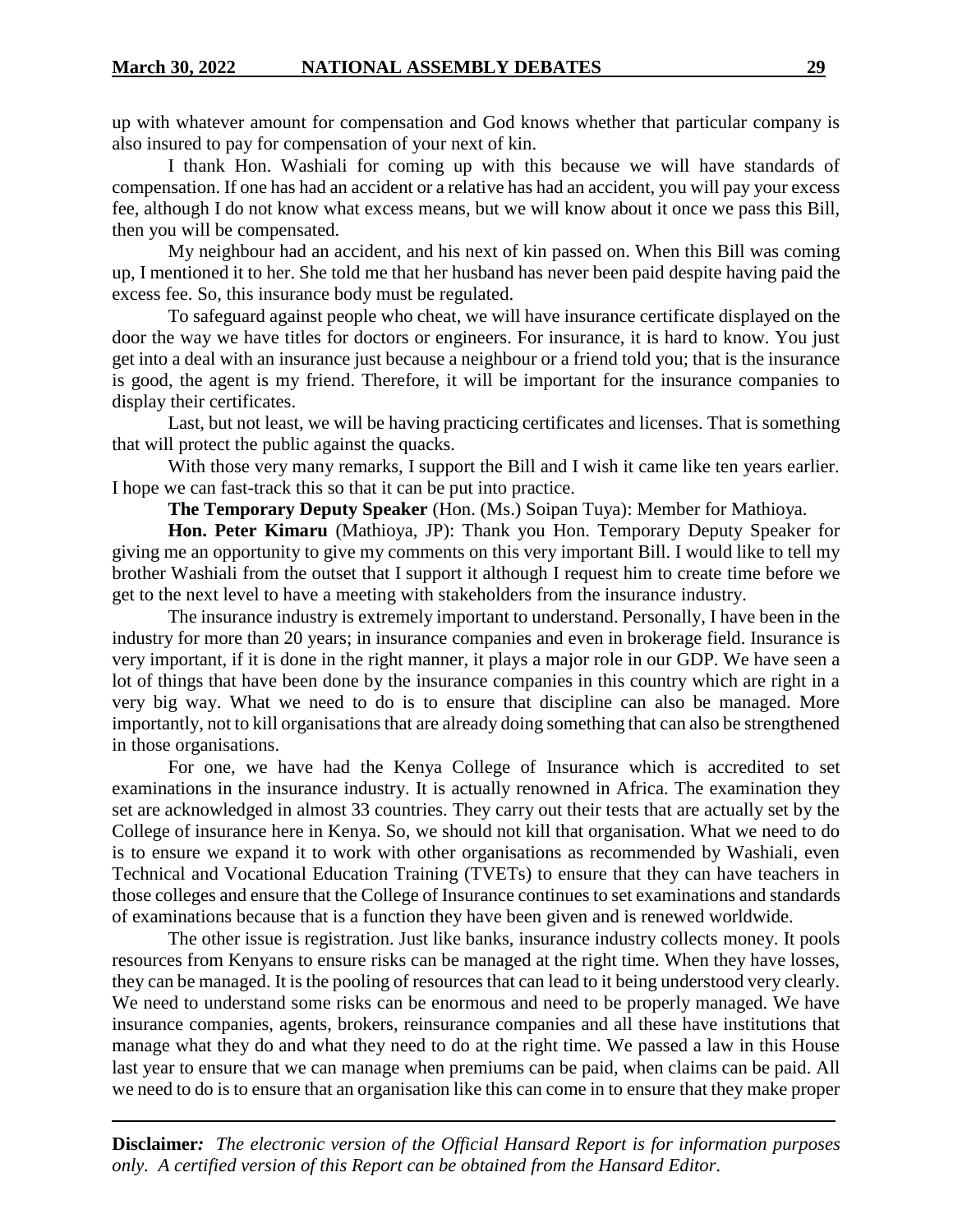up with whatever amount for compensation and God knows whether that particular company is also insured to pay for compensation of your next of kin.

I thank Hon. Washiali for coming up with this because we will have standards of compensation. If one has had an accident or a relative has had an accident, you will pay your excess fee, although I do not know what excess means, but we will know about it once we pass this Bill, then you will be compensated.

My neighbour had an accident, and his next of kin passed on. When this Bill was coming up, I mentioned it to her. She told me that her husband has never been paid despite having paid the excess fee. So, this insurance body must be regulated.

To safeguard against people who cheat, we will have insurance certificate displayed on the door the way we have titles for doctors or engineers. For insurance, it is hard to know. You just get into a deal with an insurance just because a neighbour or a friend told you; that is the insurance is good, the agent is my friend. Therefore, it will be important for the insurance companies to display their certificates.

Last, but not least, we will be having practicing certificates and licenses. That is something that will protect the public against the quacks.

With those very many remarks, I support the Bill and I wish it came like ten years earlier. I hope we can fast-track this so that it can be put into practice.

**The Temporary Deputy Speaker** (Hon. (Ms.) Soipan Tuya): Member for Mathioya.

**Hon. Peter Kimaru** (Mathioya, JP): Thank you Hon. Temporary Deputy Speaker for giving me an opportunity to give my comments on this very important Bill. I would like to tell my brother Washiali from the outset that I support it although I request him to create time before we get to the next level to have a meeting with stakeholders from the insurance industry.

The insurance industry is extremely important to understand. Personally, I have been in the industry for more than 20 years; in insurance companies and even in brokerage field. Insurance is very important, if it is done in the right manner, it plays a major role in our GDP. We have seen a lot of things that have been done by the insurance companies in this country which are right in a very big way. What we need to do is to ensure that discipline can also be managed. More importantly, not to kill organisations that are already doing something that can also be strengthened in those organisations.

For one, we have had the Kenya College of Insurance which is accredited to set examinations in the insurance industry. It is actually renowned in Africa. The examination they set are acknowledged in almost 33 countries. They carry out their tests that are actually set by the College of insurance here in Kenya. So, we should not kill that organisation. What we need to do is to ensure we expand it to work with other organisations as recommended by Washiali, even Technical and Vocational Education Training (TVETs) to ensure that they can have teachers in those colleges and ensure that the College of Insurance continues to set examinations and standards of examinations because that is a function they have been given and is renewed worldwide.

The other issue is registration. Just like banks, insurance industry collects money. It pools resources from Kenyans to ensure risks can be managed at the right time. When they have losses, they can be managed. It is the pooling of resources that can lead to it being understood very clearly. We need to understand some risks can be enormous and need to be properly managed. We have insurance companies, agents, brokers, reinsurance companies and all these have institutions that manage what they do and what they need to do at the right time. We passed a law in this House last year to ensure that we can manage when premiums can be paid, when claims can be paid. All we need to do is to ensure that an organisation like this can come in to ensure that they make proper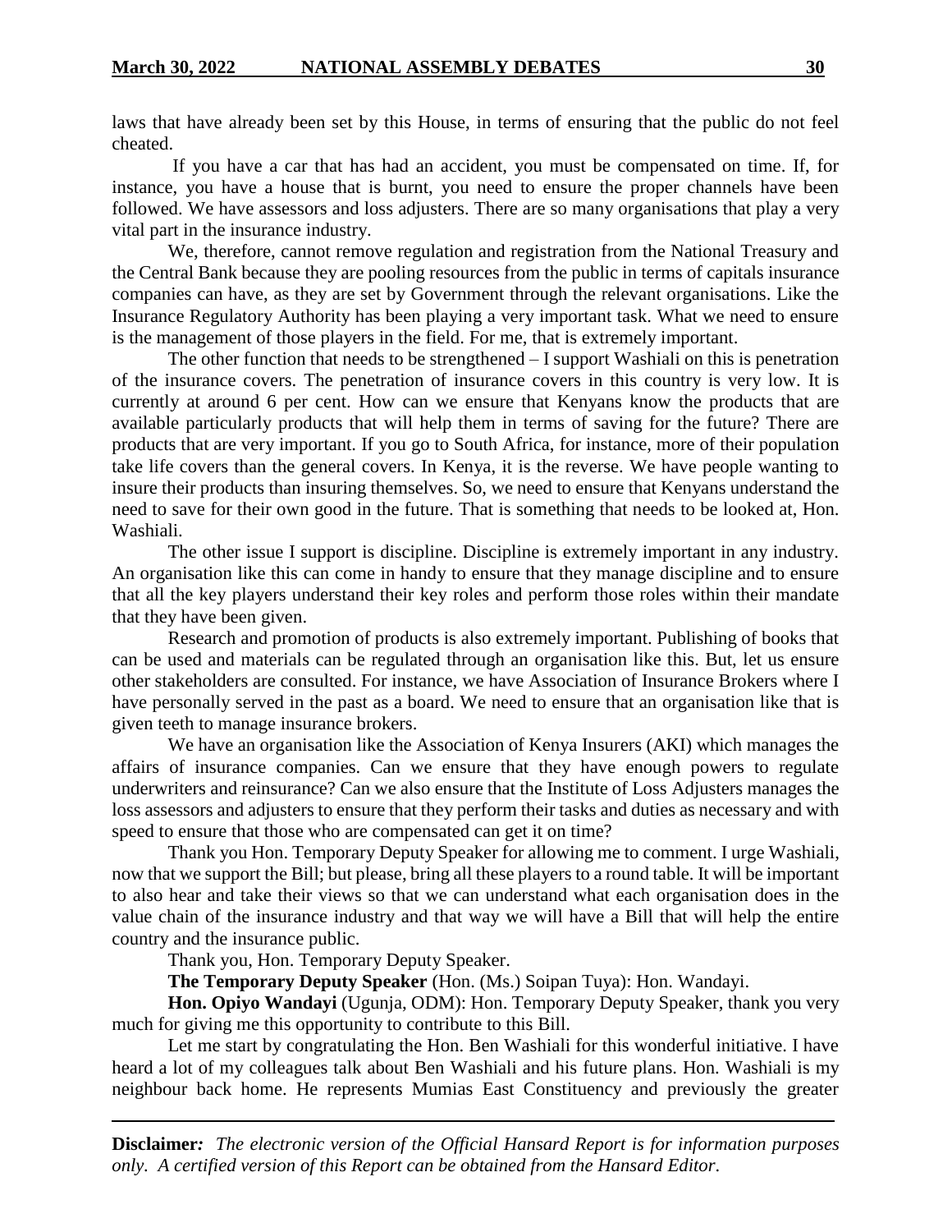laws that have already been set by this House, in terms of ensuring that the public do not feel cheated.

If you have a car that has had an accident, you must be compensated on time. If, for instance, you have a house that is burnt, you need to ensure the proper channels have been followed. We have assessors and loss adjusters. There are so many organisations that play a very vital part in the insurance industry.

We, therefore, cannot remove regulation and registration from the National Treasury and the Central Bank because they are pooling resources from the public in terms of capitals insurance companies can have, as they are set by Government through the relevant organisations. Like the Insurance Regulatory Authority has been playing a very important task. What we need to ensure is the management of those players in the field. For me, that is extremely important.

The other function that needs to be strengthened – I support Washiali on this is penetration of the insurance covers. The penetration of insurance covers in this country is very low. It is currently at around 6 per cent. How can we ensure that Kenyans know the products that are available particularly products that will help them in terms of saving for the future? There are products that are very important. If you go to South Africa, for instance, more of their population take life covers than the general covers. In Kenya, it is the reverse. We have people wanting to insure their products than insuring themselves. So, we need to ensure that Kenyans understand the need to save for their own good in the future. That is something that needs to be looked at, Hon. Washiali.

The other issue I support is discipline. Discipline is extremely important in any industry. An organisation like this can come in handy to ensure that they manage discipline and to ensure that all the key players understand their key roles and perform those roles within their mandate that they have been given.

Research and promotion of products is also extremely important. Publishing of books that can be used and materials can be regulated through an organisation like this. But, let us ensure other stakeholders are consulted. For instance, we have Association of Insurance Brokers where I have personally served in the past as a board. We need to ensure that an organisation like that is given teeth to manage insurance brokers.

We have an organisation like the Association of Kenya Insurers (AKI) which manages the affairs of insurance companies. Can we ensure that they have enough powers to regulate underwriters and reinsurance? Can we also ensure that the Institute of Loss Adjusters manages the loss assessors and adjusters to ensure that they perform their tasks and duties as necessary and with speed to ensure that those who are compensated can get it on time?

Thank you Hon. Temporary Deputy Speaker for allowing me to comment. I urge Washiali, now that we support the Bill; but please, bring all these players to a round table. It will be important to also hear and take their views so that we can understand what each organisation does in the value chain of the insurance industry and that way we will have a Bill that will help the entire country and the insurance public.

Thank you, Hon. Temporary Deputy Speaker.

**The Temporary Deputy Speaker** (Hon. (Ms.) Soipan Tuya): Hon. Wandayi.

**Hon. Opiyo Wandayi** (Ugunja, ODM): Hon. Temporary Deputy Speaker, thank you very much for giving me this opportunity to contribute to this Bill.

Let me start by congratulating the Hon. Ben Washiali for this wonderful initiative. I have heard a lot of my colleagues talk about Ben Washiali and his future plans. Hon. Washiali is my neighbour back home. He represents Mumias East Constituency and previously the greater

**Disclaimer***: The electronic version of the Official Hansard Report is for information purposes only. A certified version of this Report can be obtained from the Hansard Editor.*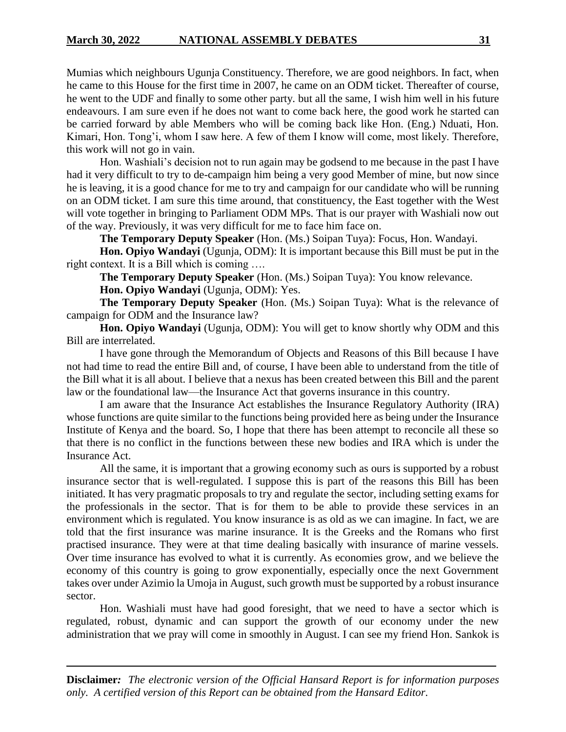Mumias which neighbours Ugunja Constituency. Therefore, we are good neighbors. In fact, when he came to this House for the first time in 2007, he came on an ODM ticket. Thereafter of course, he went to the UDF and finally to some other party. but all the same, I wish him well in his future endeavours. I am sure even if he does not want to come back here, the good work he started can be carried forward by able Members who will be coming back like Hon. (Eng.) Nduati, Hon. Kimari, Hon. Tong'i, whom I saw here. A few of them I know will come, most likely. Therefore, this work will not go in vain.

Hon. Washiali's decision not to run again may be godsend to me because in the past I have had it very difficult to try to de-campaign him being a very good Member of mine, but now since he is leaving, it is a good chance for me to try and campaign for our candidate who will be running on an ODM ticket. I am sure this time around, that constituency, the East together with the West will vote together in bringing to Parliament ODM MPs. That is our prayer with Washiali now out of the way. Previously, it was very difficult for me to face him face on.

**The Temporary Deputy Speaker** (Hon. (Ms.) Soipan Tuya): Focus, Hon. Wandayi.

**Hon. Opiyo Wandayi** (Ugunja, ODM): It is important because this Bill must be put in the right context. It is a Bill which is coming ….

**The Temporary Deputy Speaker** (Hon. (Ms.) Soipan Tuya): You know relevance.

**Hon. Opiyo Wandayi** (Ugunja, ODM): Yes.

**The Temporary Deputy Speaker** (Hon. (Ms.) Soipan Tuya): What is the relevance of campaign for ODM and the Insurance law?

**Hon. Opiyo Wandayi** (Ugunja, ODM): You will get to know shortly why ODM and this Bill are interrelated.

I have gone through the Memorandum of Objects and Reasons of this Bill because I have not had time to read the entire Bill and, of course, I have been able to understand from the title of the Bill what it is all about. I believe that a nexus has been created between this Bill and the parent law or the foundational law—the Insurance Act that governs insurance in this country.

I am aware that the Insurance Act establishes the Insurance Regulatory Authority (IRA) whose functions are quite similar to the functions being provided here as being under the Insurance Institute of Kenya and the board. So, I hope that there has been attempt to reconcile all these so that there is no conflict in the functions between these new bodies and IRA which is under the Insurance Act.

All the same, it is important that a growing economy such as ours is supported by a robust insurance sector that is well-regulated. I suppose this is part of the reasons this Bill has been initiated. It has very pragmatic proposals to try and regulate the sector, including setting exams for the professionals in the sector. That is for them to be able to provide these services in an environment which is regulated. You know insurance is as old as we can imagine. In fact, we are told that the first insurance was marine insurance. It is the Greeks and the Romans who first practised insurance. They were at that time dealing basically with insurance of marine vessels. Over time insurance has evolved to what it is currently. As economies grow, and we believe the economy of this country is going to grow exponentially, especially once the next Government takes over under Azimio la Umoja in August, such growth must be supported by a robust insurance sector.

Hon. Washiali must have had good foresight, that we need to have a sector which is regulated, robust, dynamic and can support the growth of our economy under the new administration that we pray will come in smoothly in August. I can see my friend Hon. Sankok is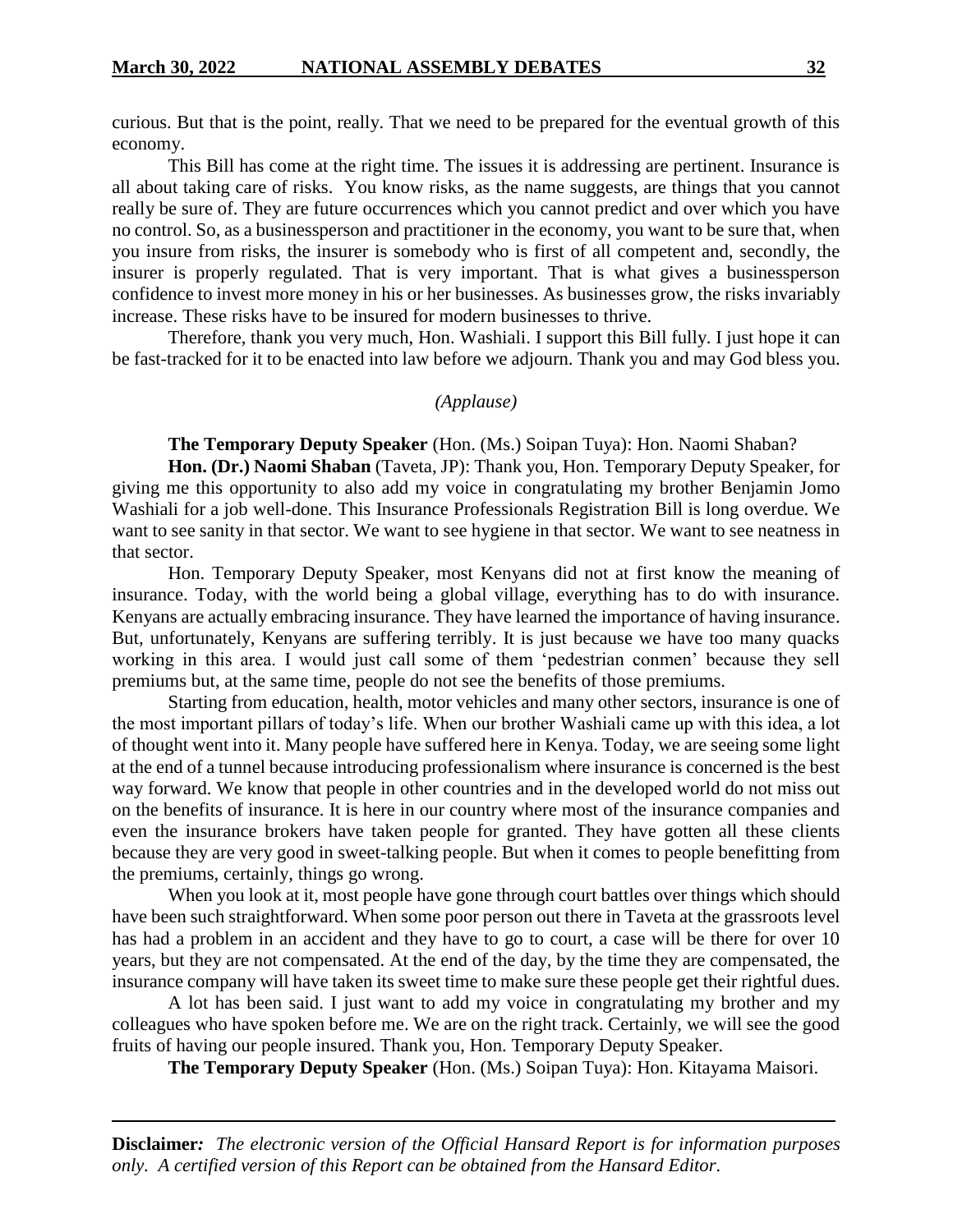curious. But that is the point, really. That we need to be prepared for the eventual growth of this economy.

This Bill has come at the right time. The issues it is addressing are pertinent. Insurance is all about taking care of risks. You know risks, as the name suggests, are things that you cannot really be sure of. They are future occurrences which you cannot predict and over which you have no control. So, as a businessperson and practitioner in the economy, you want to be sure that, when you insure from risks, the insurer is somebody who is first of all competent and, secondly, the insurer is properly regulated. That is very important. That is what gives a businessperson confidence to invest more money in his or her businesses. As businesses grow, the risks invariably increase. These risks have to be insured for modern businesses to thrive.

Therefore, thank you very much, Hon. Washiali. I support this Bill fully. I just hope it can be fast-tracked for it to be enacted into law before we adjourn. Thank you and may God bless you.

*(Applause)*

**The Temporary Deputy Speaker** (Hon. (Ms.) Soipan Tuya): Hon. Naomi Shaban?

**Hon. (Dr.) Naomi Shaban** (Taveta, JP): Thank you, Hon. Temporary Deputy Speaker, for giving me this opportunity to also add my voice in congratulating my brother Benjamin Jomo Washiali for a job well-done. This Insurance Professionals Registration Bill is long overdue. We want to see sanity in that sector. We want to see hygiene in that sector. We want to see neatness in that sector.

Hon. Temporary Deputy Speaker, most Kenyans did not at first know the meaning of insurance. Today, with the world being a global village, everything has to do with insurance. Kenyans are actually embracing insurance. They have learned the importance of having insurance. But, unfortunately, Kenyans are suffering terribly. It is just because we have too many quacks working in this area. I would just call some of them 'pedestrian conmen' because they sell premiums but, at the same time, people do not see the benefits of those premiums.

Starting from education, health, motor vehicles and many other sectors, insurance is one of the most important pillars of today's life. When our brother Washiali came up with this idea, a lot of thought went into it. Many people have suffered here in Kenya. Today, we are seeing some light at the end of a tunnel because introducing professionalism where insurance is concerned is the best way forward. We know that people in other countries and in the developed world do not miss out on the benefits of insurance. It is here in our country where most of the insurance companies and even the insurance brokers have taken people for granted. They have gotten all these clients because they are very good in sweet-talking people. But when it comes to people benefitting from the premiums, certainly, things go wrong.

When you look at it, most people have gone through court battles over things which should have been such straightforward. When some poor person out there in Taveta at the grassroots level has had a problem in an accident and they have to go to court, a case will be there for over 10 years, but they are not compensated. At the end of the day, by the time they are compensated, the insurance company will have taken its sweet time to make sure these people get their rightful dues.

A lot has been said. I just want to add my voice in congratulating my brother and my colleagues who have spoken before me. We are on the right track. Certainly, we will see the good fruits of having our people insured. Thank you, Hon. Temporary Deputy Speaker.

**The Temporary Deputy Speaker** (Hon. (Ms.) Soipan Tuya): Hon. Kitayama Maisori.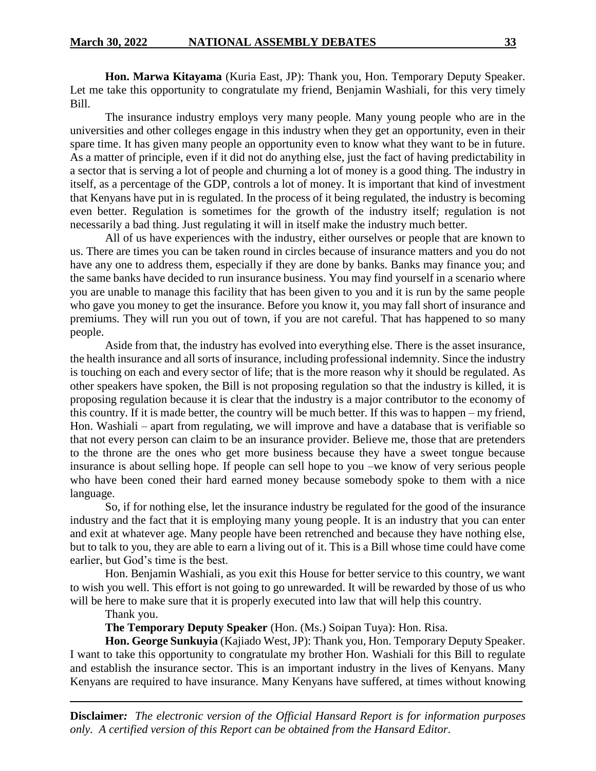**Hon. Marwa Kitayama** (Kuria East, JP): Thank you, Hon. Temporary Deputy Speaker. Let me take this opportunity to congratulate my friend, Benjamin Washiali, for this very timely Bill.

The insurance industry employs very many people. Many young people who are in the universities and other colleges engage in this industry when they get an opportunity, even in their spare time. It has given many people an opportunity even to know what they want to be in future. As a matter of principle, even if it did not do anything else, just the fact of having predictability in a sector that is serving a lot of people and churning a lot of money is a good thing. The industry in itself, as a percentage of the GDP, controls a lot of money. It is important that kind of investment that Kenyans have put in is regulated. In the process of it being regulated, the industry is becoming even better. Regulation is sometimes for the growth of the industry itself; regulation is not necessarily a bad thing. Just regulating it will in itself make the industry much better.

All of us have experiences with the industry, either ourselves or people that are known to us. There are times you can be taken round in circles because of insurance matters and you do not have any one to address them, especially if they are done by banks. Banks may finance you; and the same banks have decided to run insurance business. You may find yourself in a scenario where you are unable to manage this facility that has been given to you and it is run by the same people who gave you money to get the insurance. Before you know it, you may fall short of insurance and premiums. They will run you out of town, if you are not careful. That has happened to so many people.

Aside from that, the industry has evolved into everything else. There is the asset insurance, the health insurance and all sorts of insurance, including professional indemnity. Since the industry is touching on each and every sector of life; that is the more reason why it should be regulated. As other speakers have spoken, the Bill is not proposing regulation so that the industry is killed, it is proposing regulation because it is clear that the industry is a major contributor to the economy of this country. If it is made better, the country will be much better. If this was to happen – my friend, Hon. Washiali – apart from regulating, we will improve and have a database that is verifiable so that not every person can claim to be an insurance provider. Believe me, those that are pretenders to the throne are the ones who get more business because they have a sweet tongue because insurance is about selling hope. If people can sell hope to you –we know of very serious people who have been coned their hard earned money because somebody spoke to them with a nice language.

So, if for nothing else, let the insurance industry be regulated for the good of the insurance industry and the fact that it is employing many young people. It is an industry that you can enter and exit at whatever age. Many people have been retrenched and because they have nothing else, but to talk to you, they are able to earn a living out of it. This is a Bill whose time could have come earlier, but God's time is the best.

Hon. Benjamin Washiali, as you exit this House for better service to this country, we want to wish you well. This effort is not going to go unrewarded. It will be rewarded by those of us who will be here to make sure that it is properly executed into law that will help this country.

Thank you.

**The Temporary Deputy Speaker** (Hon. (Ms.) Soipan Tuya): Hon. Risa.

**Hon. George Sunkuyia** (Kajiado West, JP): Thank you, Hon. Temporary Deputy Speaker. I want to take this opportunity to congratulate my brother Hon. Washiali for this Bill to regulate and establish the insurance sector. This is an important industry in the lives of Kenyans. Many Kenyans are required to have insurance. Many Kenyans have suffered, at times without knowing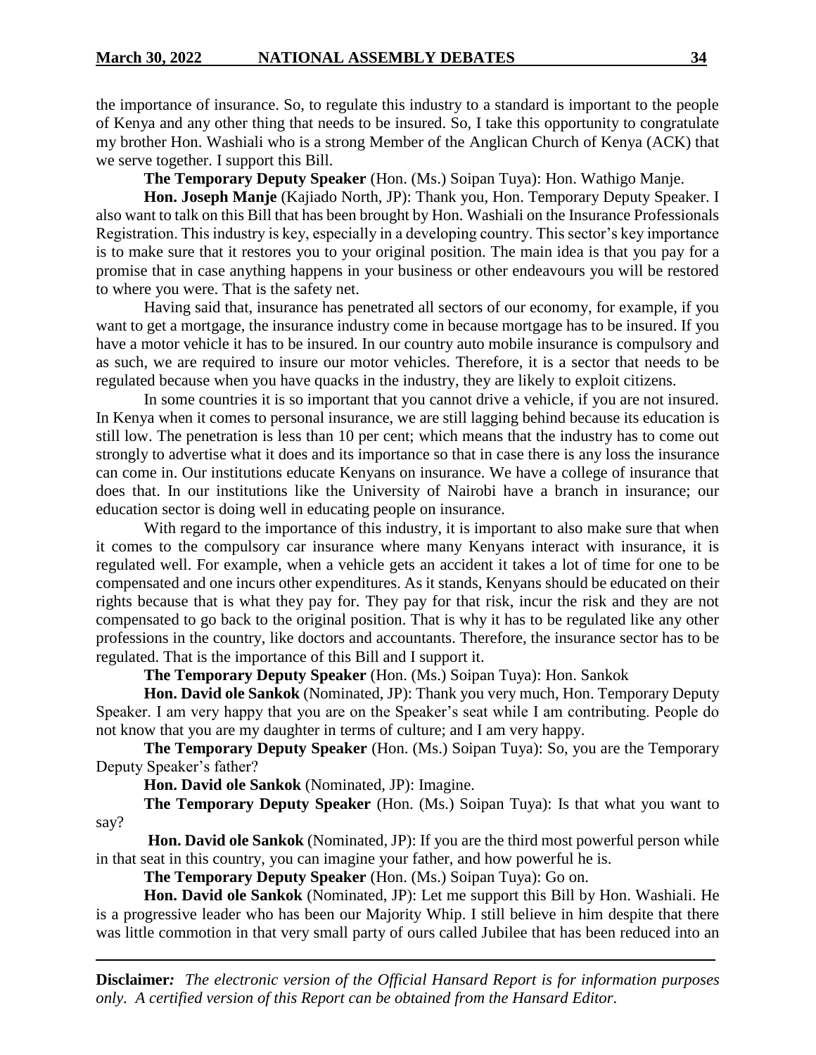the importance of insurance. So, to regulate this industry to a standard is important to the people of Kenya and any other thing that needs to be insured. So, I take this opportunity to congratulate my brother Hon. Washiali who is a strong Member of the Anglican Church of Kenya (ACK) that we serve together. I support this Bill.

**The Temporary Deputy Speaker** (Hon. (Ms.) Soipan Tuya): Hon. Wathigo Manje.

**Hon. Joseph Manje** (Kajiado North, JP): Thank you, Hon. Temporary Deputy Speaker. I also want to talk on this Bill that has been brought by Hon. Washiali on the Insurance Professionals Registration. This industry is key, especially in a developing country. This sector's key importance is to make sure that it restores you to your original position. The main idea is that you pay for a promise that in case anything happens in your business or other endeavours you will be restored to where you were. That is the safety net.

Having said that, insurance has penetrated all sectors of our economy, for example, if you want to get a mortgage, the insurance industry come in because mortgage has to be insured. If you have a motor vehicle it has to be insured. In our country auto mobile insurance is compulsory and as such, we are required to insure our motor vehicles. Therefore, it is a sector that needs to be regulated because when you have quacks in the industry, they are likely to exploit citizens.

In some countries it is so important that you cannot drive a vehicle, if you are not insured. In Kenya when it comes to personal insurance, we are still lagging behind because its education is still low. The penetration is less than 10 per cent; which means that the industry has to come out strongly to advertise what it does and its importance so that in case there is any loss the insurance can come in. Our institutions educate Kenyans on insurance. We have a college of insurance that does that. In our institutions like the University of Nairobi have a branch in insurance; our education sector is doing well in educating people on insurance.

With regard to the importance of this industry, it is important to also make sure that when it comes to the compulsory car insurance where many Kenyans interact with insurance, it is regulated well. For example, when a vehicle gets an accident it takes a lot of time for one to be compensated and one incurs other expenditures. As it stands, Kenyans should be educated on their rights because that is what they pay for. They pay for that risk, incur the risk and they are not compensated to go back to the original position. That is why it has to be regulated like any other professions in the country, like doctors and accountants. Therefore, the insurance sector has to be regulated. That is the importance of this Bill and I support it.

**The Temporary Deputy Speaker** (Hon. (Ms.) Soipan Tuya): Hon. Sankok

**Hon. David ole Sankok** (Nominated, JP): Thank you very much, Hon. Temporary Deputy Speaker. I am very happy that you are on the Speaker's seat while I am contributing. People do not know that you are my daughter in terms of culture; and I am very happy.

**The Temporary Deputy Speaker** (Hon. (Ms.) Soipan Tuya): So, you are the Temporary Deputy Speaker's father?

**Hon. David ole Sankok** (Nominated, JP): Imagine.

**The Temporary Deputy Speaker** (Hon. (Ms.) Soipan Tuya): Is that what you want to say?

**Hon. David ole Sankok** (Nominated, JP): If you are the third most powerful person while in that seat in this country, you can imagine your father, and how powerful he is.

**The Temporary Deputy Speaker** (Hon. (Ms.) Soipan Tuya): Go on.

**Hon. David ole Sankok** (Nominated, JP): Let me support this Bill by Hon. Washiali. He is a progressive leader who has been our Majority Whip. I still believe in him despite that there was little commotion in that very small party of ours called Jubilee that has been reduced into an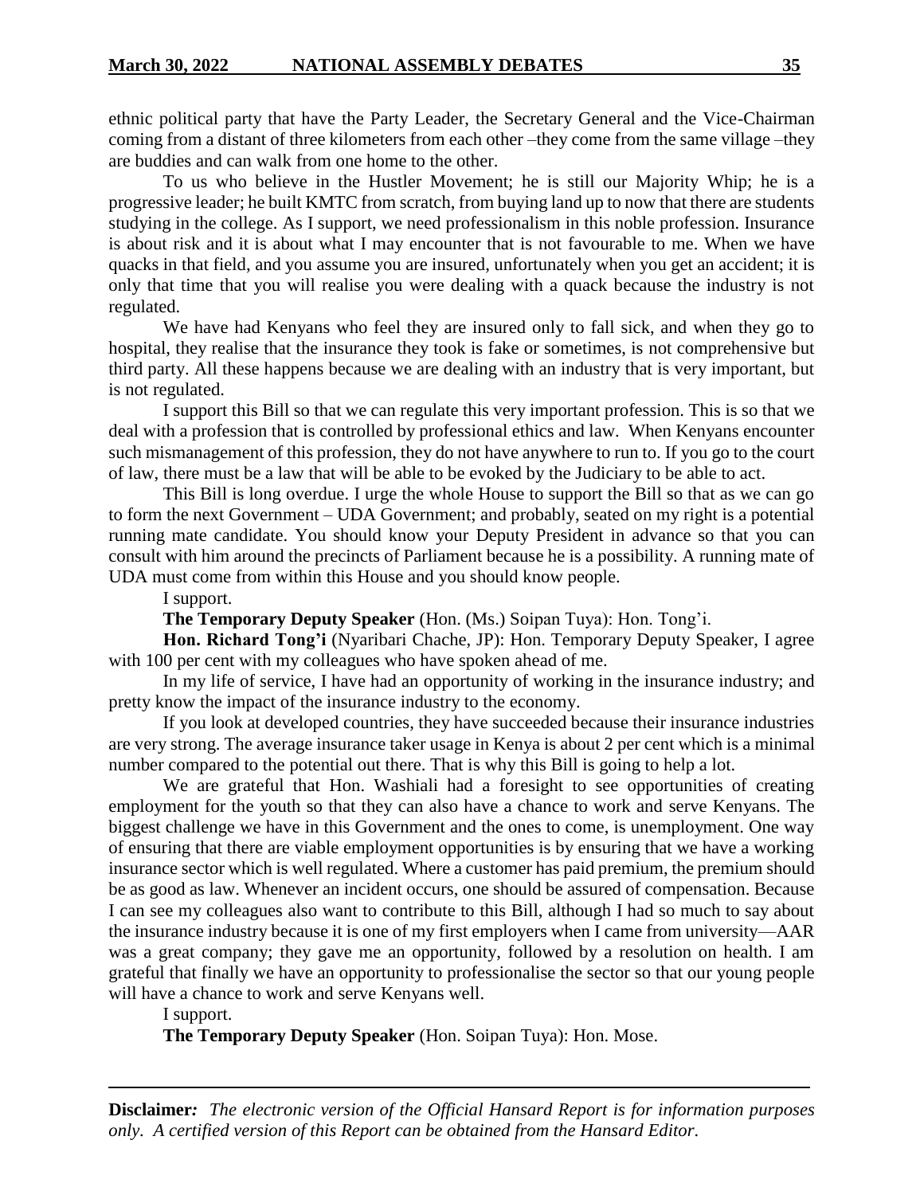ethnic political party that have the Party Leader, the Secretary General and the Vice-Chairman coming from a distant of three kilometers from each other –they come from the same village –they are buddies and can walk from one home to the other.

To us who believe in the Hustler Movement; he is still our Majority Whip; he is a progressive leader; he built KMTC from scratch, from buying land up to now that there are students studying in the college. As I support, we need professionalism in this noble profession. Insurance is about risk and it is about what I may encounter that is not favourable to me. When we have quacks in that field, and you assume you are insured, unfortunately when you get an accident; it is only that time that you will realise you were dealing with a quack because the industry is not regulated.

We have had Kenyans who feel they are insured only to fall sick, and when they go to hospital, they realise that the insurance they took is fake or sometimes, is not comprehensive but third party. All these happens because we are dealing with an industry that is very important, but is not regulated.

I support this Bill so that we can regulate this very important profession. This is so that we deal with a profession that is controlled by professional ethics and law. When Kenyans encounter such mismanagement of this profession, they do not have anywhere to run to. If you go to the court of law, there must be a law that will be able to be evoked by the Judiciary to be able to act.

This Bill is long overdue. I urge the whole House to support the Bill so that as we can go to form the next Government – UDA Government; and probably, seated on my right is a potential running mate candidate. You should know your Deputy President in advance so that you can consult with him around the precincts of Parliament because he is a possibility. A running mate of UDA must come from within this House and you should know people.

I support.

**The Temporary Deputy Speaker** (Hon. (Ms.) Soipan Tuya): Hon. Tong'i.

**Hon. Richard Tong'i** (Nyaribari Chache, JP): Hon. Temporary Deputy Speaker, I agree with 100 per cent with my colleagues who have spoken ahead of me.

In my life of service, I have had an opportunity of working in the insurance industry; and pretty know the impact of the insurance industry to the economy.

If you look at developed countries, they have succeeded because their insurance industries are very strong. The average insurance taker usage in Kenya is about 2 per cent which is a minimal number compared to the potential out there. That is why this Bill is going to help a lot.

We are grateful that Hon. Washiali had a foresight to see opportunities of creating employment for the youth so that they can also have a chance to work and serve Kenyans. The biggest challenge we have in this Government and the ones to come, is unemployment. One way of ensuring that there are viable employment opportunities is by ensuring that we have a working insurance sector which is well regulated. Where a customer has paid premium, the premium should be as good as law. Whenever an incident occurs, one should be assured of compensation. Because I can see my colleagues also want to contribute to this Bill, although I had so much to say about the insurance industry because it is one of my first employers when I came from university—AAR was a great company; they gave me an opportunity, followed by a resolution on health. I am grateful that finally we have an opportunity to professionalise the sector so that our young people will have a chance to work and serve Kenyans well.

I support.

**The Temporary Deputy Speaker** (Hon. Soipan Tuya): Hon. Mose.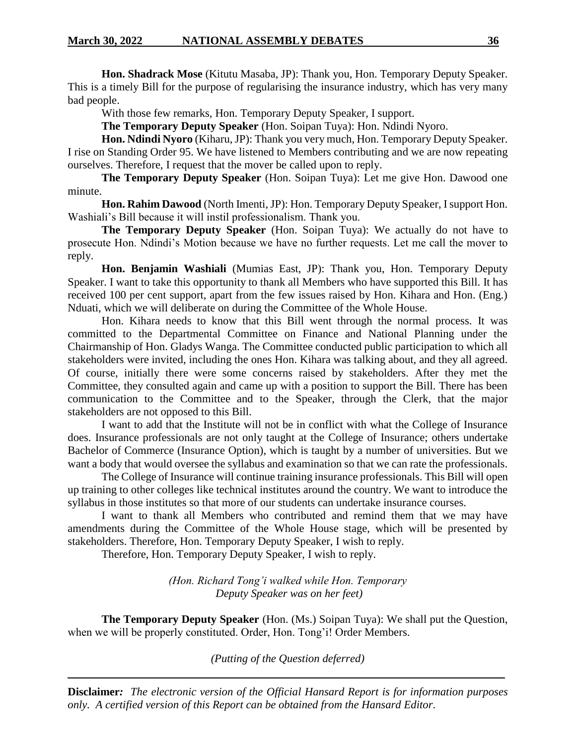**Hon. Shadrack Mose** (Kitutu Masaba, JP): Thank you, Hon. Temporary Deputy Speaker. This is a timely Bill for the purpose of regularising the insurance industry, which has very many bad people.

With those few remarks, Hon. Temporary Deputy Speaker, I support.

**The Temporary Deputy Speaker** (Hon. Soipan Tuya): Hon. Ndindi Nyoro.

**Hon. Ndindi Nyoro** (Kiharu, JP): Thank you very much, Hon. Temporary Deputy Speaker. I rise on Standing Order 95. We have listened to Members contributing and we are now repeating ourselves. Therefore, I request that the mover be called upon to reply.

**The Temporary Deputy Speaker** (Hon. Soipan Tuya): Let me give Hon. Dawood one minute.

**Hon. Rahim Dawood** (North Imenti, JP): Hon. Temporary Deputy Speaker, I support Hon. Washiali's Bill because it will instil professionalism. Thank you.

**The Temporary Deputy Speaker** (Hon. Soipan Tuya): We actually do not have to prosecute Hon. Ndindi's Motion because we have no further requests. Let me call the mover to reply.

**Hon. Benjamin Washiali** (Mumias East, JP): Thank you, Hon. Temporary Deputy Speaker. I want to take this opportunity to thank all Members who have supported this Bill. It has received 100 per cent support, apart from the few issues raised by Hon. Kihara and Hon. (Eng.) Nduati, which we will deliberate on during the Committee of the Whole House.

Hon. Kihara needs to know that this Bill went through the normal process. It was committed to the Departmental Committee on Finance and National Planning under the Chairmanship of Hon. Gladys Wanga. The Committee conducted public participation to which all stakeholders were invited, including the ones Hon. Kihara was talking about, and they all agreed. Of course, initially there were some concerns raised by stakeholders. After they met the Committee, they consulted again and came up with a position to support the Bill. There has been communication to the Committee and to the Speaker, through the Clerk, that the major stakeholders are not opposed to this Bill.

I want to add that the Institute will not be in conflict with what the College of Insurance does. Insurance professionals are not only taught at the College of Insurance; others undertake Bachelor of Commerce (Insurance Option), which is taught by a number of universities. But we want a body that would oversee the syllabus and examination so that we can rate the professionals.

The College of Insurance will continue training insurance professionals. This Bill will open up training to other colleges like technical institutes around the country. We want to introduce the syllabus in those institutes so that more of our students can undertake insurance courses.

I want to thank all Members who contributed and remind them that we may have amendments during the Committee of the Whole House stage, which will be presented by stakeholders. Therefore, Hon. Temporary Deputy Speaker, I wish to reply.

Therefore, Hon. Temporary Deputy Speaker, I wish to reply.

*(Hon. Richard Tong'i walked while Hon. Temporary Deputy Speaker was on her feet)*

**The Temporary Deputy Speaker** (Hon. (Ms.) Soipan Tuya): We shall put the Question, when we will be properly constituted. Order, Hon. Tong'i! Order Members.

*(Putting of the Question deferred)*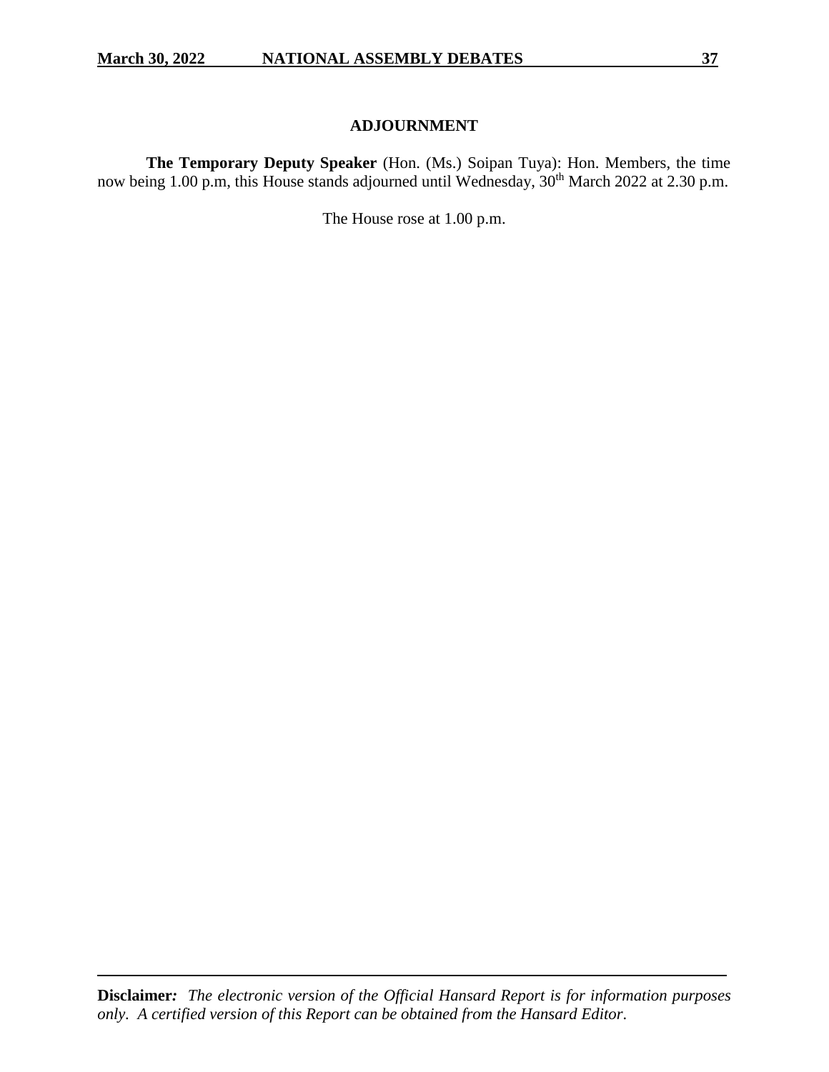## ADJOURNMENT

**The Temporary Deputy Speaker** (Hon. (Ms.) Soipan Tuya): Hon. Members, the time now being 1.00 p.m, this House stands adjourned until Wednesday, 30th March 2022 at 2.30 p.m.

The House rose at 1.00 p.m.

**Disclaimer***:* *The electronic version of the Official Hansard Report is for information purposes only. A certified version of this Report can be obtained from the Hansard Editor.*